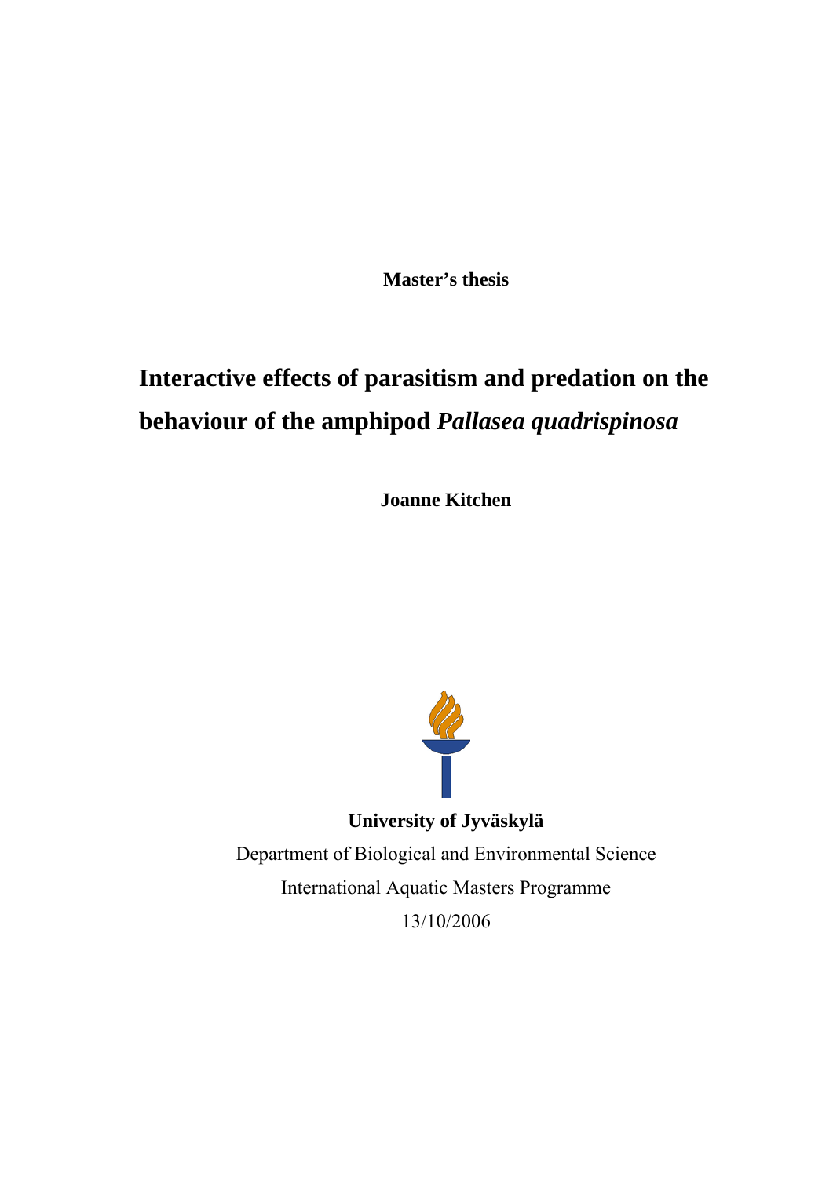**Master's thesis**

# Interactive effects of parasitism and predation on the behaviour of the amphipod *Pallasea quadrispinosa*

**Joanne Kitchen**

**University of Jyväskylä**

Department of Biological and Environmental Science

International Aquatic Masters Programme

13/10/2006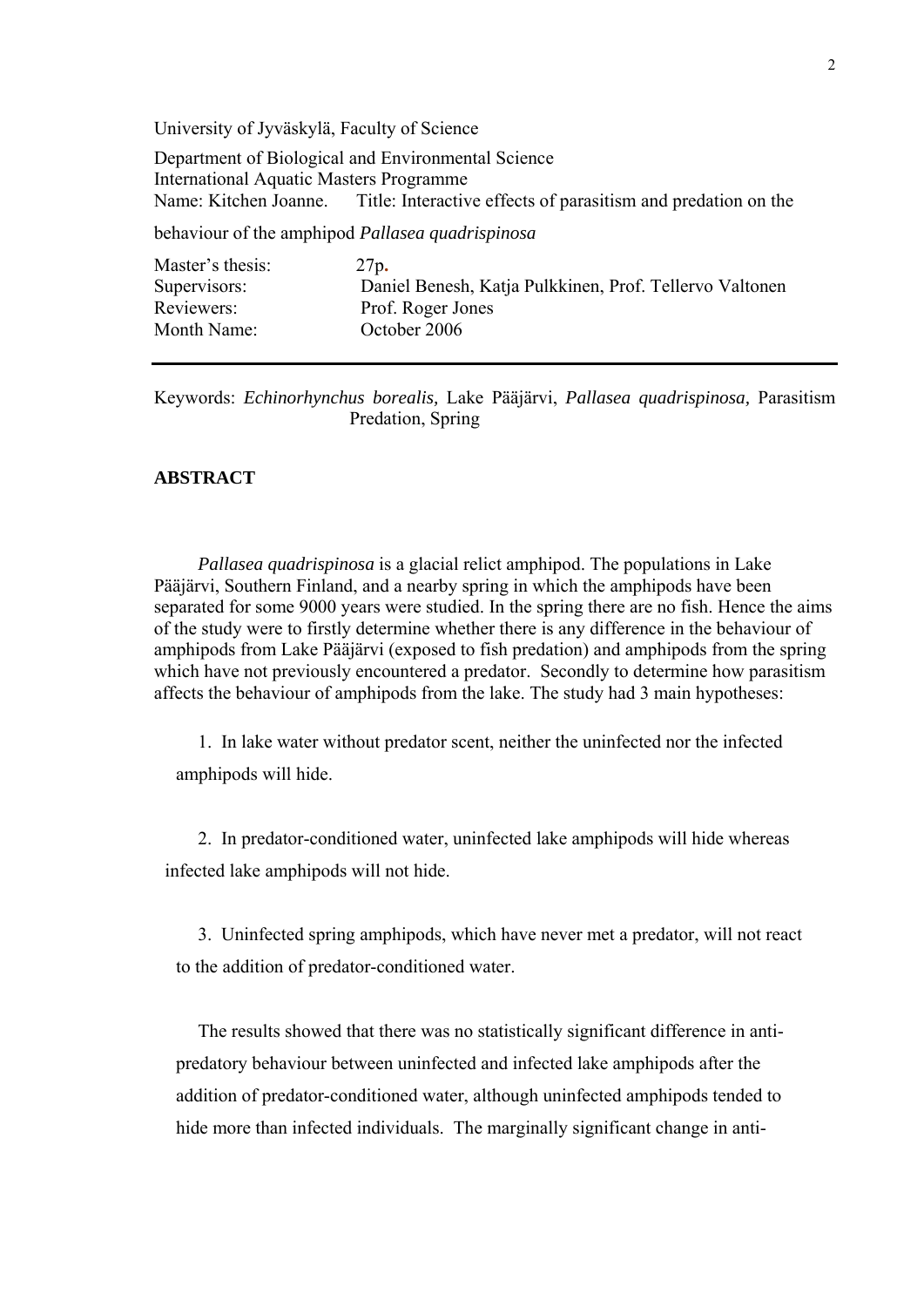University of Jyväskylä, Faculty of Science

Department of Biological and Environmental Science
International Aquatic Masters Programme
Name: Kitchen Joanne. Title: Interactive effects of parasitism and predation on the behaviour of the amphipod *Pallasea quadrispinosa*

| | |
|---|---|
| Master's thesis: | 27p. |
| Supervisors: | Daniel Benesh, Katja Pulkkinen, Prof. Tellervo Valtonen |
| Reviewers: | Prof. Roger Jones |
| Month Name: | October 2006 |

---

Keywords: *Echinorhynchus borealis,* Lake Pääjärvi, *Pallasea quadrispinosa,* Parasitism Predation, Spring

## ABSTRACT

*Pallasea quadrispinosa* is a glacial relict amphipod. The populations in Lake Pääjärvi, Southern Finland, and a nearby spring in which the amphipods have been separated for some 9000 years were studied. In the spring there are no fish. Hence the aims of the study were to firstly determine whether there is any difference in the behaviour of amphipods from Lake Pääjärvi (exposed to fish predation) and amphipods from the spring which have not previously encountered a predator. Secondly to determine how parasitism affects the behaviour of amphipods from the lake. The study had 3 main hypotheses:

1. In lake water without predator scent, neither the uninfected nor the infected amphipods will hide.

2. In predator-conditioned water, uninfected lake amphipods will hide whereas infected lake amphipods will not hide.

3. Uninfected spring amphipods, which have never met a predator, will not react to the addition of predator-conditioned water.

The results showed that there was no statistically significant difference in anti-predatory behaviour between uninfected and infected lake amphipods after the addition of predator-conditioned water, although uninfected amphipods tended to hide more than infected individuals. The marginally significant change in anti-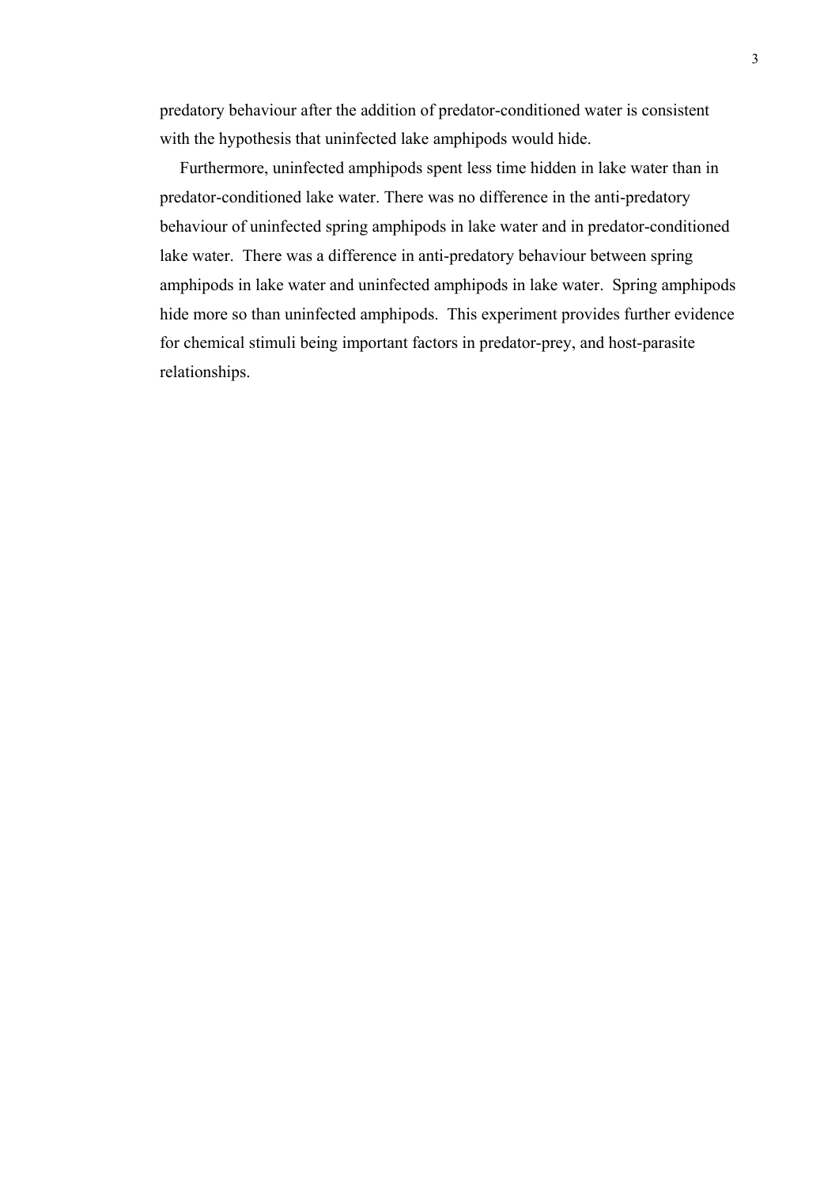predatory behaviour after the addition of predator-conditioned water is consistent with the hypothesis that uninfected lake amphipods would hide.

Furthermore, uninfected amphipods spent less time hidden in lake water than in predator-conditioned lake water. There was no difference in the anti-predatory behaviour of uninfected spring amphipods in lake water and in predator-conditioned lake water. There was a difference in anti-predatory behaviour between spring amphipods in lake water and uninfected amphipods in lake water. Spring amphipods hide more so than uninfected amphipods. This experiment provides further evidence for chemical stimuli being important factors in predator-prey, and host-parasite relationships.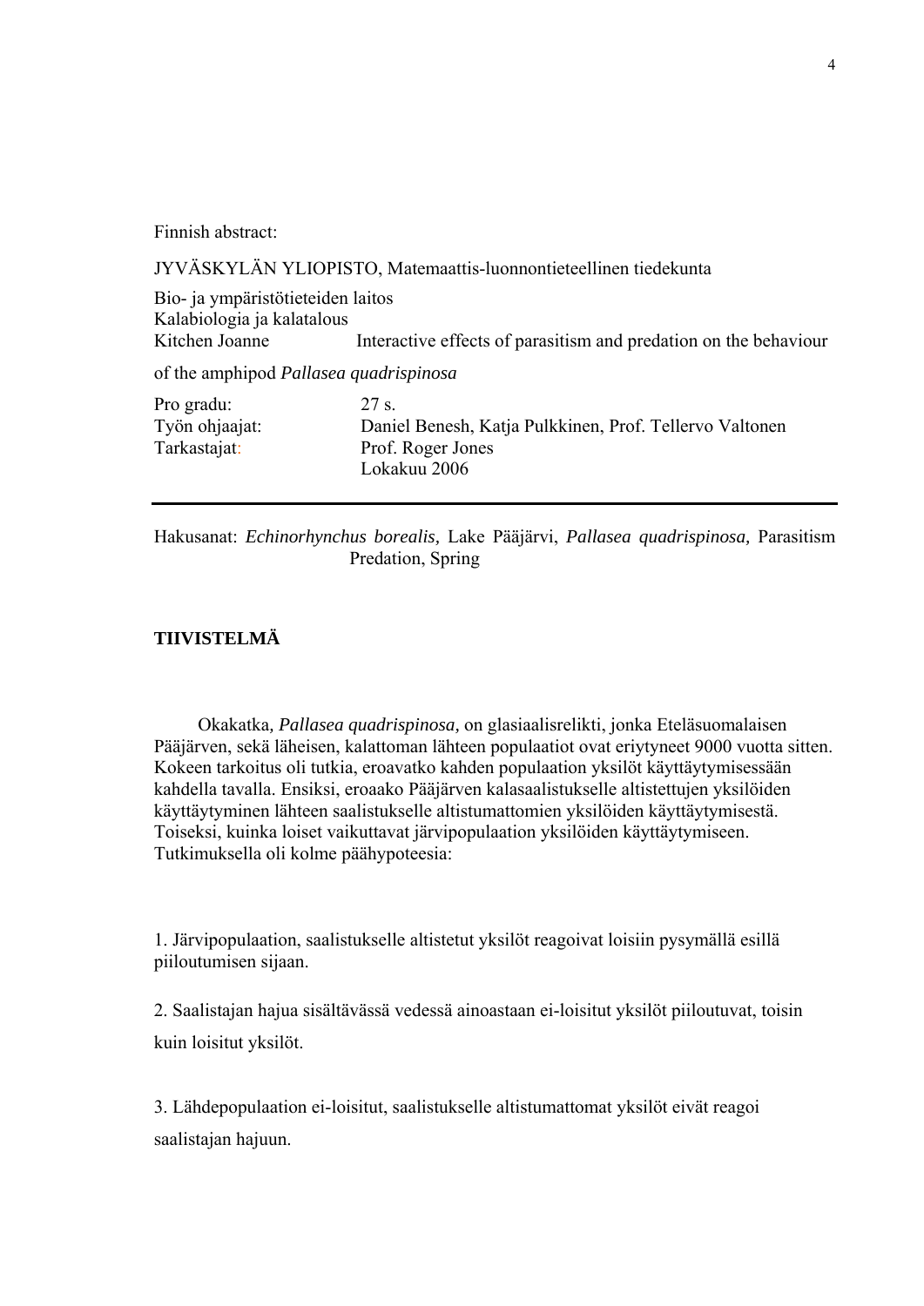Finnish abstract:

JYVÄSKYLÄN YLIOPISTO, Matemaattis-luonnontieteellinen tiedekunta

Bio- ja ympäristötieteiden laitos
Kalabiologia ja kalatalous
Kitchen Joanne Interactive effects of parasitism and predation on the behaviour of the amphipod *Pallasea quadrispinosa*

| | |
|---|---|
| Pro gradu: | 27 s. |
| Työn ohjaajat: | Daniel Benesh, Katja Pulkkinen, Prof. Tellervo Valtonen |
| Tarkastajat: | Prof. Roger Jones |
| | Lokakuu 2006 |

---

Hakusanat: *Echinorhynchus borealis,* Lake Pääjärvi, *Pallasea quadrispinosa,* Parasitism Predation, Spring

**TIIVISTELMÄ**

Okakatka*, Pallasea quadrispinosa,* on glasiaalisrelikti, jonka Eteläsuomalaisen Pääjärven, sekä läheisen, kalattoman lähteen populaatiot ovat eriytyneet 9000 vuotta sitten. Kokeen tarkoitus oli tutkia, eroavatko kahden populaation yksilöt käyttäytymisessään kahdella tavalla. Ensiksi, eroaako Pääjärven kalasaalistukselle altistettujen yksilöiden käyttäytyminen lähteen saalistukselle altistumattomien yksilöiden käyttäytymisestä. Toiseksi, kuinka loiset vaikuttavat järvipopulaation yksilöiden käyttäytymiseen. Tutkimuksella oli kolme päähypoteesia:

1. Järvipopulaation, saalistukselle altistetut yksilöt reagoivat loisiin pysymällä esillä piiloutumisen sijaan.

2. Saalistajan hajua sisältävässä vedessä ainoastaan ei-loisitut yksilöt piiloutuvat, toisin kuin loisitut yksilöt.

3. Lähdepopulaation ei-loisitut, saalistukselle altistumattomat yksilöt eivät reagoi saalistajan hajuun.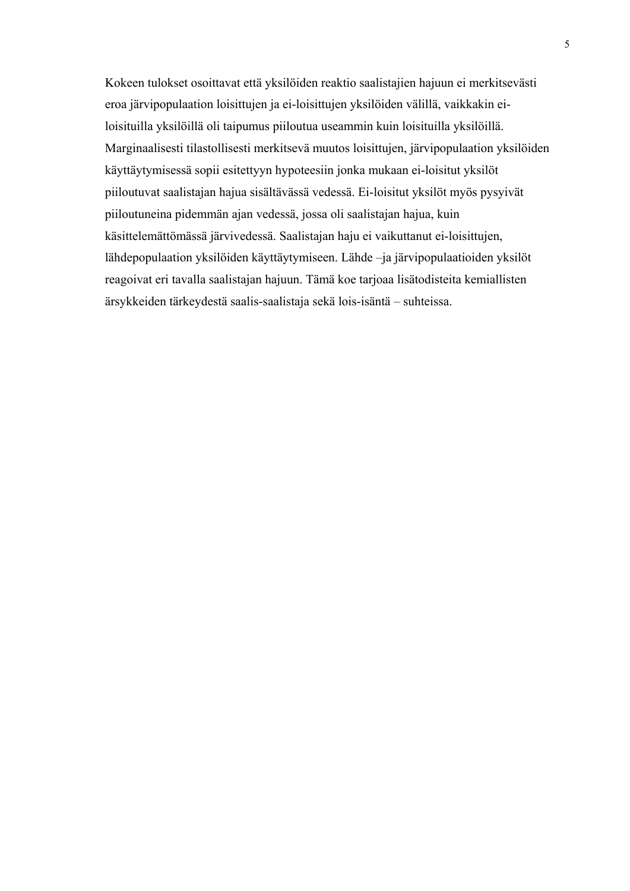Kokeen tulokset osoittavat että yksilöiden reaktio saalistajien hajuun ei merkitsevästi eroa järvipopulaation loisittujen ja ei-loisittujen yksilöiden välillä, vaikkakin ei-loisituilla yksilöillä oli taipumus piiloutua useammin kuin loisituilla yksilöillä. Marginaalisesti tilastollisesti merkitsevä muutos loisittujen, järvipopulaation yksilöiden käyttäytymisessä sopii esitettyyn hypoteesiin jonka mukaan ei-loisitut yksilöt piiloutuvat saalistajan hajua sisältävässä vedessä. Ei-loisitut yksilöt myös pysyivät piiloutuneina pidemmän ajan vedessä, jossa oli saalistajan hajua, kuin käsittelemättömässä järvivedessä. Saalistajan haju ei vaikuttanut ei-loisittujen, lähdepopulaation yksilöiden käyttäytymiseen. Lähde –ja järvipopulaatioiden yksilöt reagoivat eri tavalla saalistajan hajuun. Tämä koe tarjoaa lisätodisteita kemiallisten ärsykkeiden tärkeydestä saalis-saalistaja sekä lois-isäntä – suhteissa.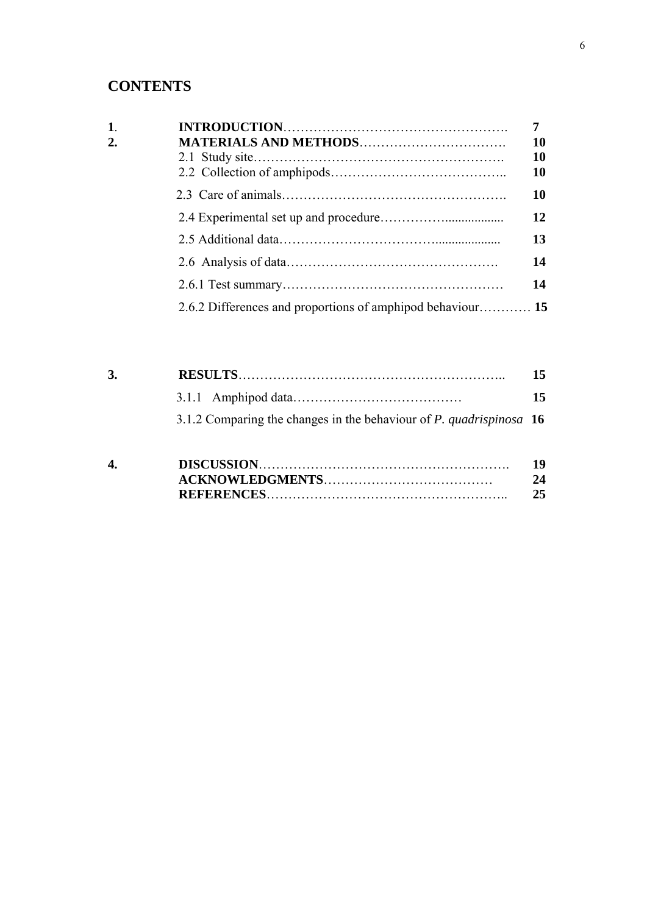# CONTENTS

| | | |
|---|---|---|
| **1**. | **INTRODUCTION**……………………………………………. | **7** |
| **2.** | **MATERIALS AND METHODS**……………………………. | **10** |
| | 2.1 Study site…………………………………………………. | **10** |
| | 2.2 Collection of amphipods………………………………….. | **10** |
| | 2.3 Care of animals……………………………………………. | **10** |
| | 2.4 Experimental set up and procedure……………................. | **12** |
| | 2.5 Additional data……………………………….................... | **13** |
| | 2.6 Analysis of data…………………………………………. | **14** |
| | 2.6.1 Test summary…………………………………………… | **14** |
| | 2.6.2 Differences and proportions of amphipod behaviour………… | **15** |
| **3.** | **RESULTS**…………………………………………………….. | **15** |
| | 3.1.1 Amphipod data………………………………… | **15** |
| | 3.1.2 Comparing the changes in the behaviour of *P. quadrispinosa* | **16** |
| **4.** | **DISCUSSION**…………………………………………………. | **19** |
| | **ACKNOWLEDGMENTS**………………………………… | **24** |
| | **REFERENCES**……………………………………………….. | **25** |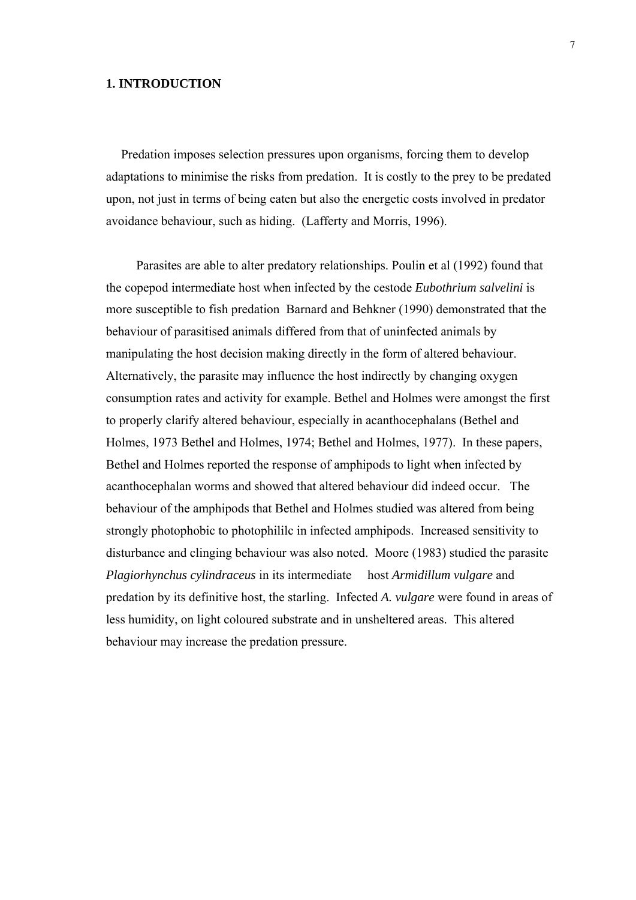# 1. INTRODUCTION

Predation imposes selection pressures upon organisms, forcing them to develop adaptations to minimise the risks from predation. It is costly to the prey to be predated upon, not just in terms of being eaten but also the energetic costs involved in predator avoidance behaviour, such as hiding. (Lafferty and Morris, 1996).

Parasites are able to alter predatory relationships. Poulin et al (1992) found that the copepod intermediate host when infected by the cestode *Eubothrium salvelini* is more susceptible to fish predation Barnard and Behkner (1990) demonstrated that the behaviour of parasitised animals differed from that of uninfected animals by manipulating the host decision making directly in the form of altered behaviour. Alternatively, the parasite may influence the host indirectly by changing oxygen consumption rates and activity for example. Bethel and Holmes were amongst the first to properly clarify altered behaviour, especially in acanthocephalans (Bethel and Holmes, 1973 Bethel and Holmes, 1974; Bethel and Holmes, 1977). In these papers, Bethel and Holmes reported the response of amphipods to light when infected by acanthocephalan worms and showed that altered behaviour did indeed occur. The behaviour of the amphipods that Bethel and Holmes studied was altered from being strongly photophobic to photophililc in infected amphipods. Increased sensitivity to disturbance and clinging behaviour was also noted. Moore (1983) studied the parasite *Plagiorhynchus cylindraceus* in its intermediate host *Armidillum vulgare* and predation by its definitive host, the starling. Infected *A. vulgare* were found in areas of less humidity, on light coloured substrate and in unsheltered areas. This altered behaviour may increase the predation pressure.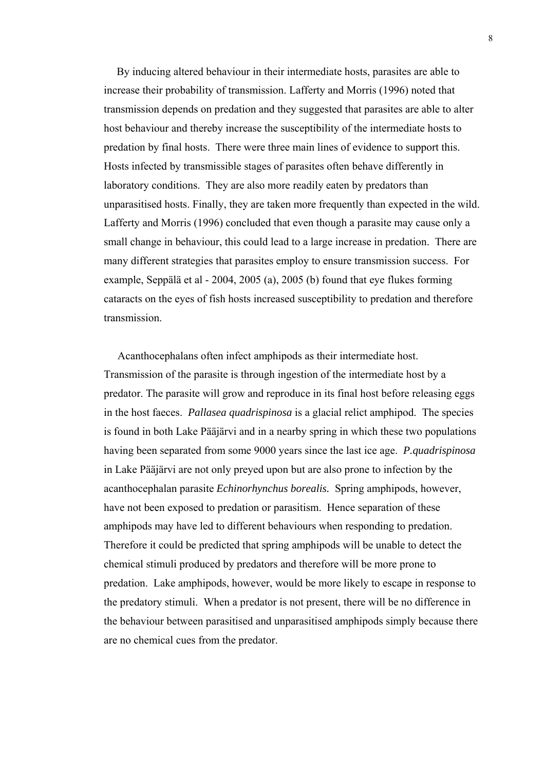By inducing altered behaviour in their intermediate hosts, parasites are able to increase their probability of transmission. Lafferty and Morris (1996) noted that transmission depends on predation and they suggested that parasites are able to alter host behaviour and thereby increase the susceptibility of the intermediate hosts to predation by final hosts. There were three main lines of evidence to support this. Hosts infected by transmissible stages of parasites often behave differently in laboratory conditions. They are also more readily eaten by predators than unparasitised hosts. Finally, they are taken more frequently than expected in the wild. Lafferty and Morris (1996) concluded that even though a parasite may cause only a small change in behaviour, this could lead to a large increase in predation. There are many different strategies that parasites employ to ensure transmission success. For example, Seppälä et al - 2004, 2005 (a), 2005 (b) found that eye flukes forming cataracts on the eyes of fish hosts increased susceptibility to predation and therefore transmission.

Acanthocephalans often infect amphipods as their intermediate host. Transmission of the parasite is through ingestion of the intermediate host by a predator. The parasite will grow and reproduce in its final host before releasing eggs in the host faeces. *Pallasea quadrispinosa* is a glacial relict amphipod. The species is found in both Lake Pääjärvi and in a nearby spring in which these two populations having been separated from some 9000 years since the last ice age. *P.quadrispinosa* in Lake Pääjärvi are not only preyed upon but are also prone to infection by the acanthocephalan parasite *Echinorhynchus borealis*. Spring amphipods, however, have not been exposed to predation or parasitism. Hence separation of these amphipods may have led to different behaviours when responding to predation. Therefore it could be predicted that spring amphipods will be unable to detect the chemical stimuli produced by predators and therefore will be more prone to predation. Lake amphipods, however, would be more likely to escape in response to the predatory stimuli. When a predator is not present, there will be no difference in the behaviour between parasitised and unparasitised amphipods simply because there are no chemical cues from the predator.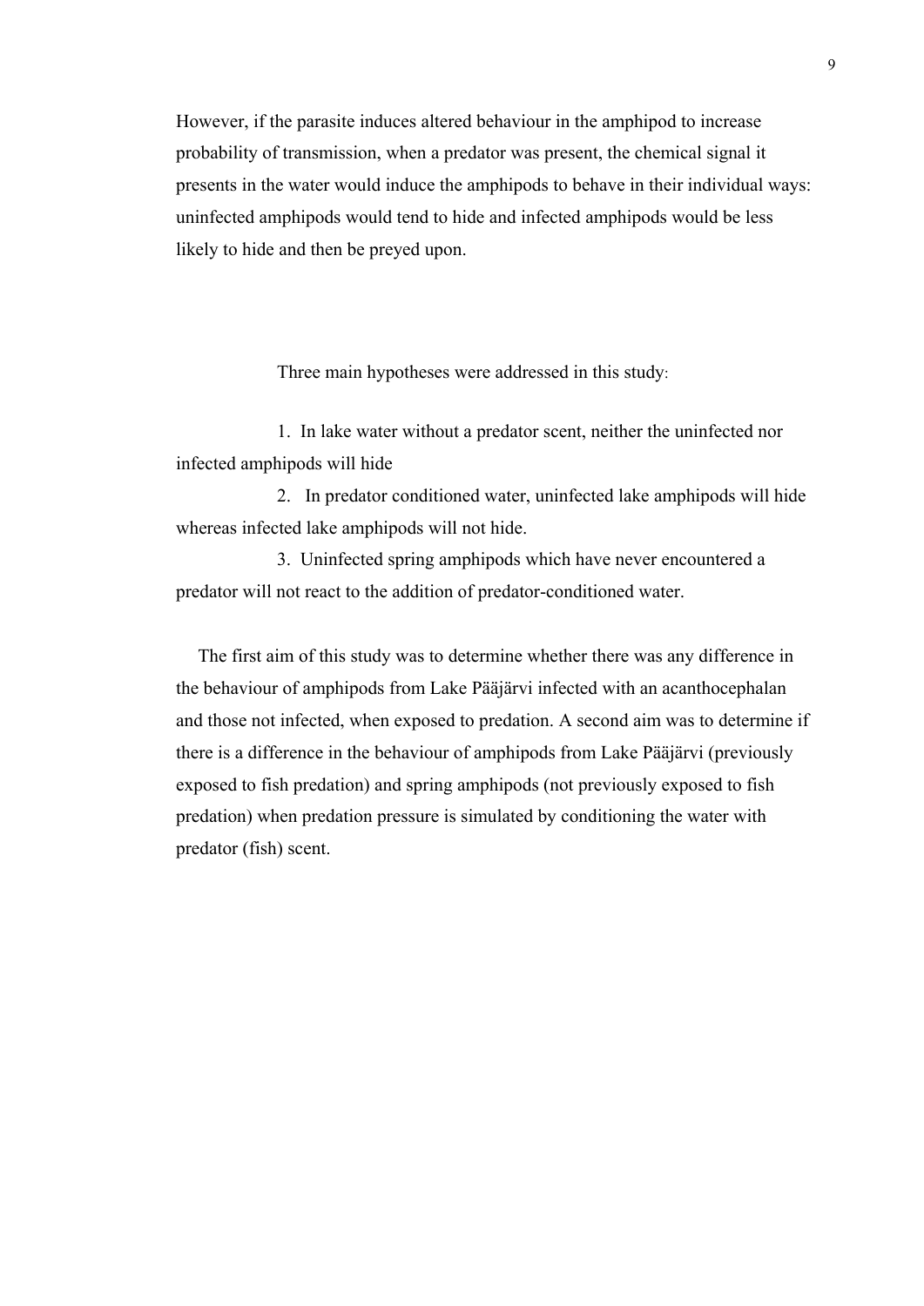However, if the parasite induces altered behaviour in the amphipod to increase probability of transmission, when a predator was present, the chemical signal it presents in the water would induce the amphipods to behave in their individual ways: uninfected amphipods would tend to hide and infected amphipods would be less likely to hide and then be preyed upon.

Three main hypotheses were addressed in this study:

1. In lake water without a predator scent, neither the uninfected nor infected amphipods will hide
2. In predator conditioned water, uninfected lake amphipods will hide whereas infected lake amphipods will not hide.
3. Uninfected spring amphipods which have never encountered a predator will not react to the addition of predator-conditioned water.

The first aim of this study was to determine whether there was any difference in the behaviour of amphipods from Lake Pääjärvi infected with an acanthocephalan and those not infected, when exposed to predation. A second aim was to determine if there is a difference in the behaviour of amphipods from Lake Pääjärvi (previously exposed to fish predation) and spring amphipods (not previously exposed to fish predation) when predation pressure is simulated by conditioning the water with predator (fish) scent.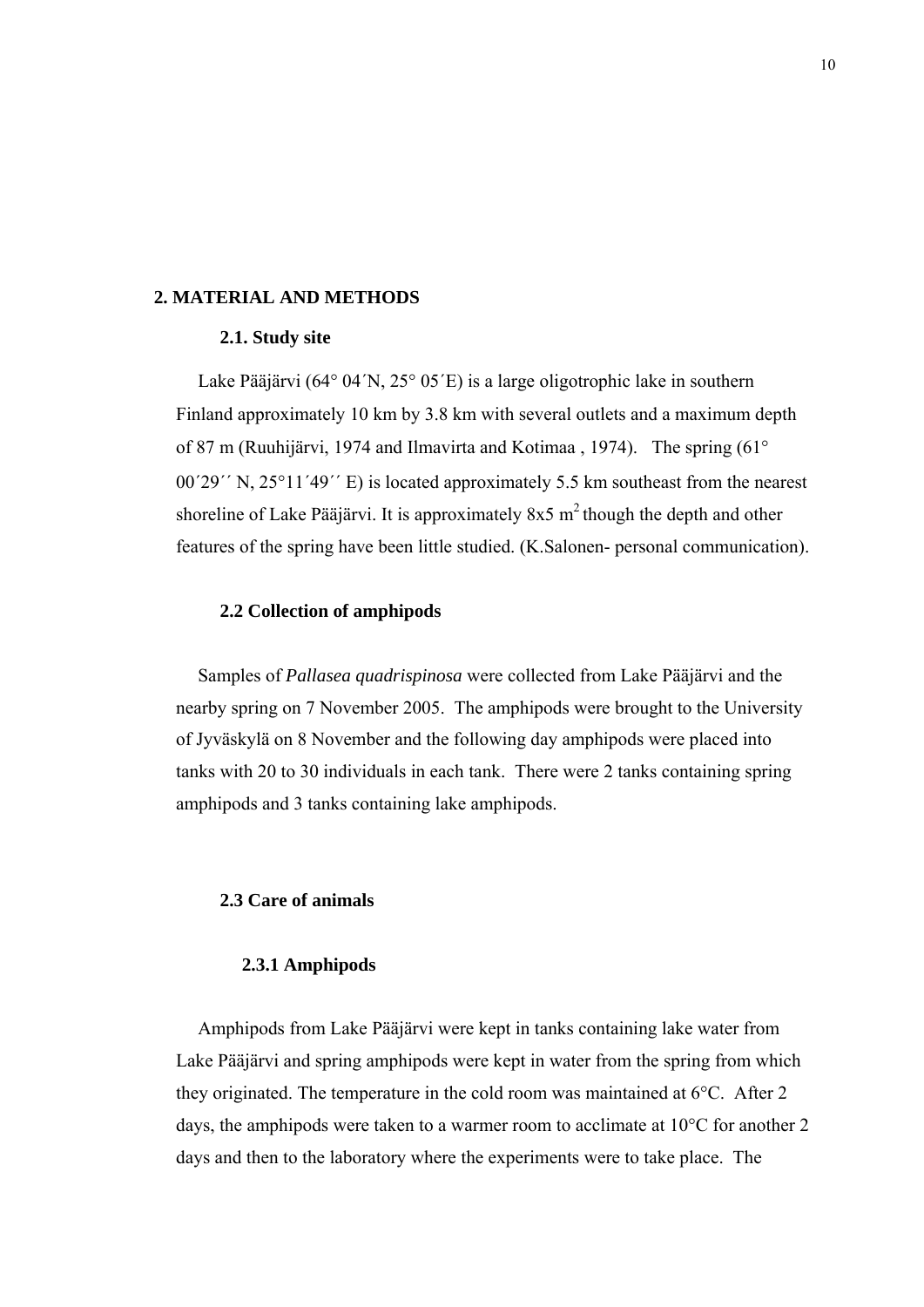## 2. MATERIAL AND METHODS

### 2.1. Study site

Lake Pääjärvi (64° 04´N, 25° 05´E) is a large oligotrophic lake in southern Finland approximately 10 km by 3.8 km with several outlets and a maximum depth of 87 m (Ruuhijärvi, 1974 and Ilmavirta and Kotimaa , 1974). The spring (61° 00´29´´ N, 25°11´49´´ E) is located approximately 5.5 km southeast from the nearest shoreline of Lake Pääjärvi. It is approximately 8x5 $m^2$ though the depth and other features of the spring have been little studied. (K.Salonen- personal communication).

### 2.2 Collection of amphipods

Samples of *Pallasea quadrispinosa* were collected from Lake Pääjärvi and the nearby spring on 7 November 2005. The amphipods were brought to the University of Jyväskylä on 8 November and the following day amphipods were placed into tanks with 20 to 30 individuals in each tank. There were 2 tanks containing spring amphipods and 3 tanks containing lake amphipods.

### 2.3 Care of animals

#### 2.3.1 Amphipods

Amphipods from Lake Pääjärvi were kept in tanks containing lake water from Lake Pääjärvi and spring amphipods were kept in water from the spring from which they originated. The temperature in the cold room was maintained at 6°C. After 2 days, the amphipods were taken to a warmer room to acclimate at 10°C for another 2 days and then to the laboratory where the experiments were to take place. The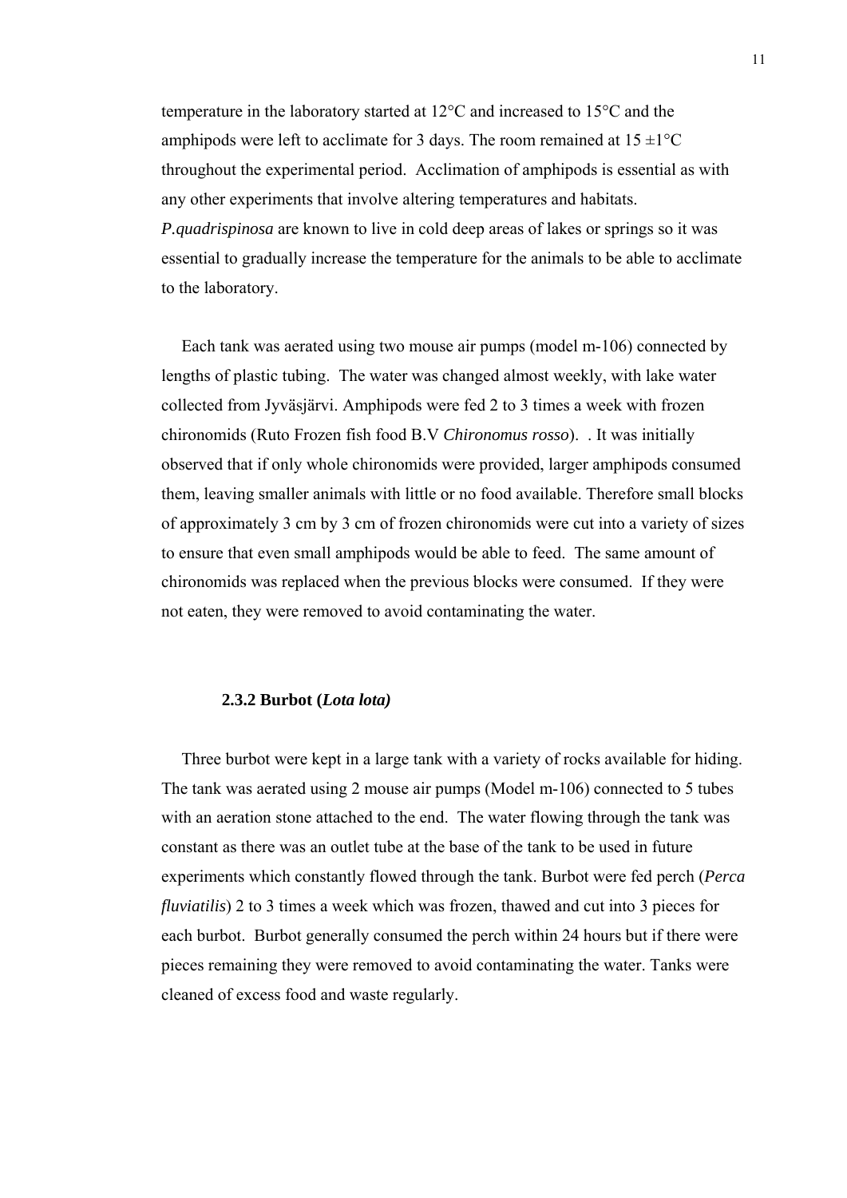temperature in the laboratory started at 12°C and increased to 15°C and the amphipods were left to acclimate for 3 days. The room remained at 15 ±1°C throughout the experimental period. Acclimation of amphipods is essential as with any other experiments that involve altering temperatures and habitats. *P.quadrispinosa* are known to live in cold deep areas of lakes or springs so it was essential to gradually increase the temperature for the animals to be able to acclimate to the laboratory.

Each tank was aerated using two mouse air pumps (model m-106) connected by lengths of plastic tubing. The water was changed almost weekly, with lake water collected from Jyväsjärvi. Amphipods were fed 2 to 3 times a week with frozen chironomids (Ruto Frozen fish food B.V *Chironomus rosso*). . It was initially observed that if only whole chironomids were provided, larger amphipods consumed them, leaving smaller animals with little or no food available. Therefore small blocks of approximately 3 cm by 3 cm of frozen chironomids were cut into a variety of sizes to ensure that even small amphipods would be able to feed. The same amount of chironomids was replaced when the previous blocks were consumed. If they were not eaten, they were removed to avoid contaminating the water.

### 2.3.2 Burbot (*Lota lota)*

Three burbot were kept in a large tank with a variety of rocks available for hiding. The tank was aerated using 2 mouse air pumps (Model m-106) connected to 5 tubes with an aeration stone attached to the end. The water flowing through the tank was constant as there was an outlet tube at the base of the tank to be used in future experiments which constantly flowed through the tank. Burbot were fed perch (*Perca fluviatilis*) 2 to 3 times a week which was frozen, thawed and cut into 3 pieces for each burbot. Burbot generally consumed the perch within 24 hours but if there were pieces remaining they were removed to avoid contaminating the water. Tanks were cleaned of excess food and waste regularly.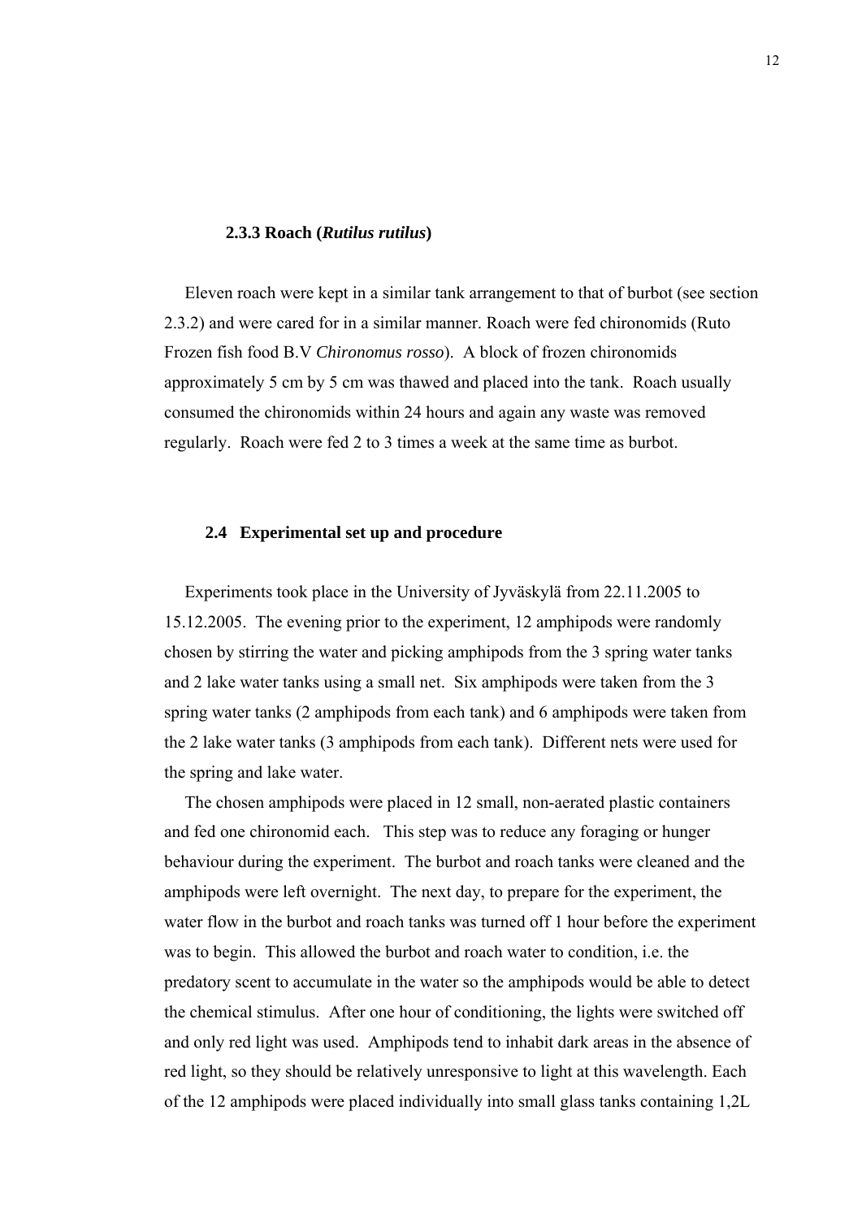### 2.3.3 Roach (*Rutilus rutilus*)

Eleven roach were kept in a similar tank arrangement to that of burbot (see section 2.3.2) and were cared for in a similar manner. Roach were fed chironomids (Ruto Frozen fish food B.V *Chironomus rosso*). A block of frozen chironomids approximately 5 cm by 5 cm was thawed and placed into the tank. Roach usually consumed the chironomids within 24 hours and again any waste was removed regularly. Roach were fed 2 to 3 times a week at the same time as burbot.

## 2.4 Experimental set up and procedure

Experiments took place in the University of Jyväskylä from 22.11.2005 to 15.12.2005. The evening prior to the experiment, 12 amphipods were randomly chosen by stirring the water and picking amphipods from the 3 spring water tanks and 2 lake water tanks using a small net. Six amphipods were taken from the 3 spring water tanks (2 amphipods from each tank) and 6 amphipods were taken from the 2 lake water tanks (3 amphipods from each tank). Different nets were used for the spring and lake water.

The chosen amphipods were placed in 12 small, non-aerated plastic containers and fed one chironomid each. This step was to reduce any foraging or hunger behaviour during the experiment. The burbot and roach tanks were cleaned and the amphipods were left overnight. The next day, to prepare for the experiment, the water flow in the burbot and roach tanks was turned off 1 hour before the experiment was to begin. This allowed the burbot and roach water to condition, i.e. the predatory scent to accumulate in the water so the amphipods would be able to detect the chemical stimulus. After one hour of conditioning, the lights were switched off and only red light was used. Amphipods tend to inhabit dark areas in the absence of red light, so they should be relatively unresponsive to light at this wavelength. Each of the 12 amphipods were placed individually into small glass tanks containing 1,2L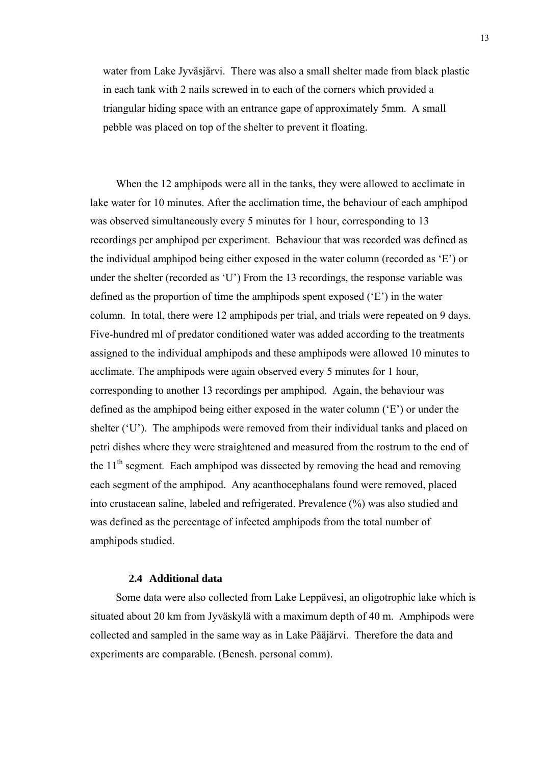water from Lake Jyväsjärvi. There was also a small shelter made from black plastic in each tank with 2 nails screwed in to each of the corners which provided a triangular hiding space with an entrance gape of approximately 5mm. A small pebble was placed on top of the shelter to prevent it floating.

When the 12 amphipods were all in the tanks, they were allowed to acclimate in lake water for 10 minutes. After the acclimation time, the behaviour of each amphipod was observed simultaneously every 5 minutes for 1 hour, corresponding to 13 recordings per amphipod per experiment. Behaviour that was recorded was defined as the individual amphipod being either exposed in the water column (recorded as 'E') or under the shelter (recorded as 'U') From the 13 recordings, the response variable was defined as the proportion of time the amphipods spent exposed ('E') in the water column. In total, there were 12 amphipods per trial, and trials were repeated on 9 days. Five-hundred ml of predator conditioned water was added according to the treatments assigned to the individual amphipods and these amphipods were allowed 10 minutes to acclimate. The amphipods were again observed every 5 minutes for 1 hour, corresponding to another 13 recordings per amphipod. Again, the behaviour was defined as the amphipod being either exposed in the water column ('E') or under the shelter ('U'). The amphipods were removed from their individual tanks and placed on petri dishes where they were straightened and measured from the rostrum to the end of the 11$^{th}$ segment. Each amphipod was dissected by removing the head and removing each segment of the amphipod. Any acanthocephalans found were removed, placed into crustacean saline, labeled and refrigerated. Prevalence (%) was also studied and was defined as the percentage of infected amphipods from the total number of amphipods studied.

### 2.4 Additional data

Some data were also collected from Lake Leppävesi, an oligotrophic lake which is situated about 20 km from Jyväskylä with a maximum depth of 40 m. Amphipods were collected and sampled in the same way as in Lake Pääjärvi. Therefore the data and experiments are comparable. (Benesh. personal comm).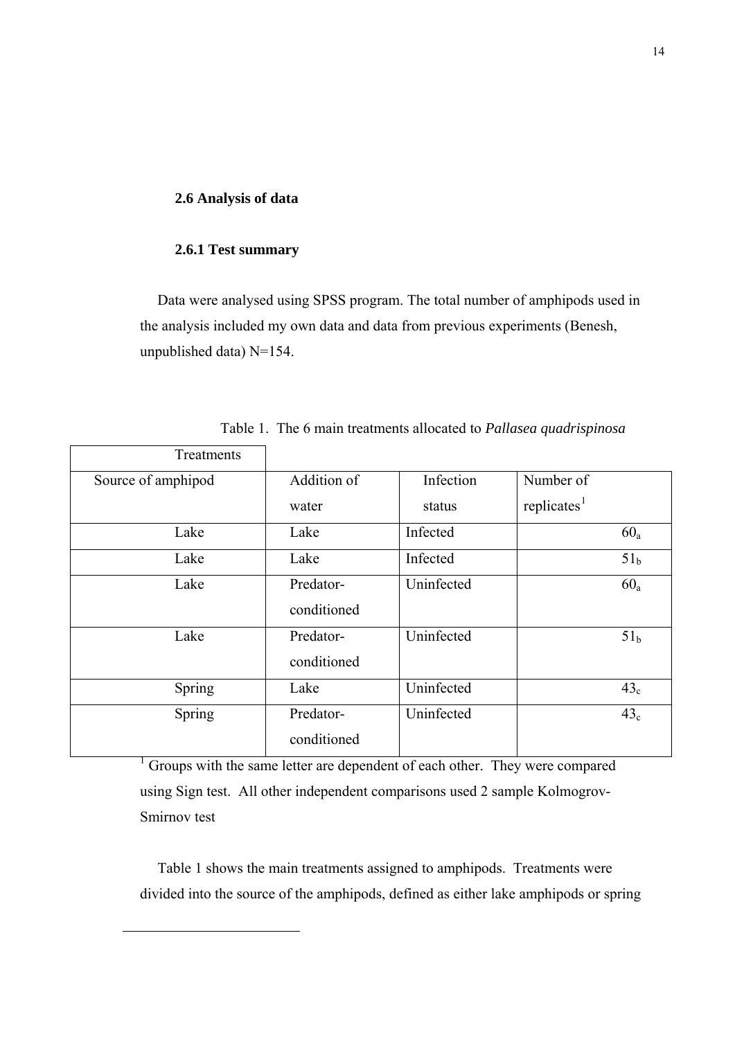### 2.6 Analysis of data

#### 2.6.1 Test summary

Data were analysed using SPSS program. The total number of amphipods used in the analysis included my own data and data from previous experiments (Benesh, unpublished data) N=154.

Table 1. The 6 main treatments allocated to *Pallasea quadrispinosa*

| Treatments | | | |
|---|---|---|---|
| Source of amphipod | Addition of water | Infection status | Number of replicates[1] |
| Lake | Lake | Infected | $60_a$ |
| Lake | Lake | Infected | $51_b$ |
| Lake | Predator-conditioned | Uninfected | $60_a$ |
| Lake | Predator-conditioned | Uninfected | $51_b$ |
| Spring | Lake | Uninfected | $43_c$ |
| Spring | Predator-conditioned | Uninfected | $43_c$ |

[1] Groups with the same letter are dependent of each other. They were compared using Sign test. All other independent comparisons used 2 sample Kolmogrov-Smirnov test

Table 1 shows the main treatments assigned to amphipods. Treatments were divided into the source of the amphipods, defined as either lake amphipods or spring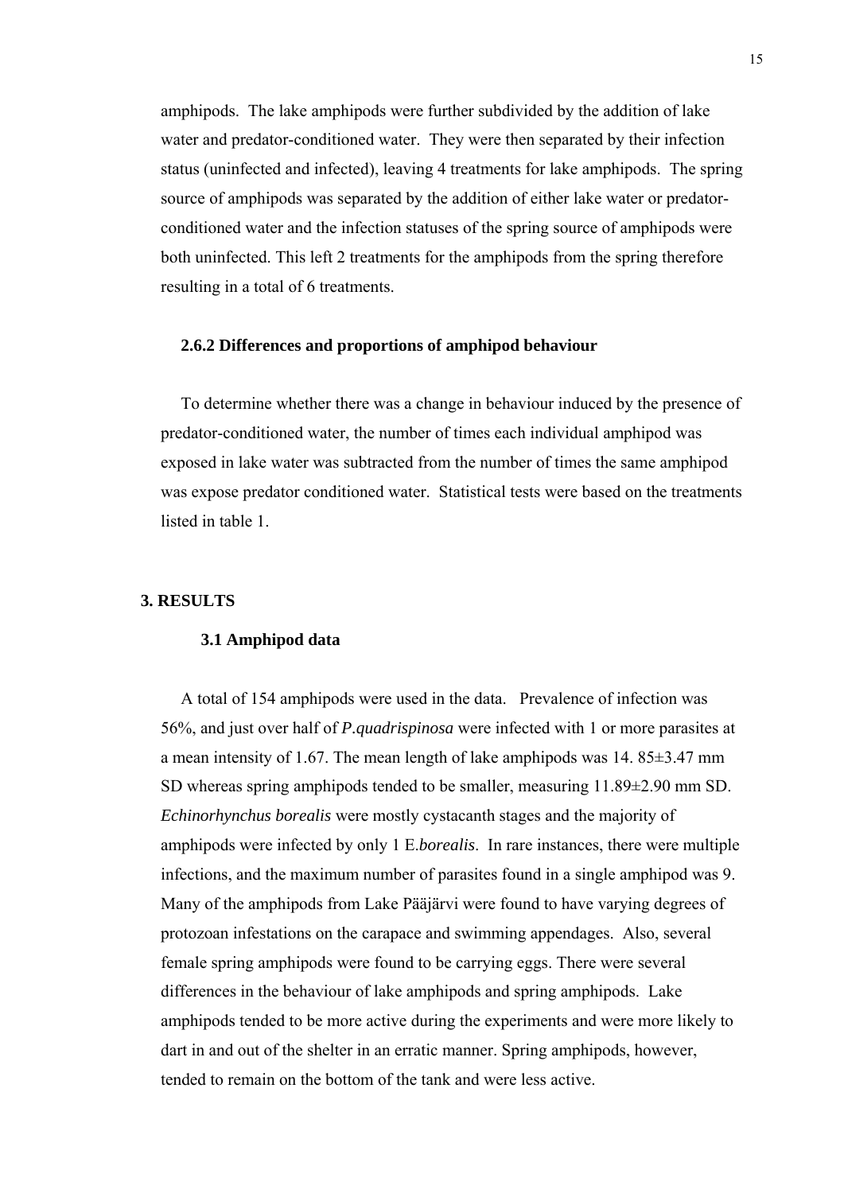amphipods. The lake amphipods were further subdivided by the addition of lake water and predator-conditioned water. They were then separated by their infection status (uninfected and infected), leaving 4 treatments for lake amphipods. The spring source of amphipods was separated by the addition of either lake water or predator-conditioned water and the infection statuses of the spring source of amphipods were both uninfected. This left 2 treatments for the amphipods from the spring therefore resulting in a total of 6 treatments.

### 2.6.2 Differences and proportions of amphipod behaviour

To determine whether there was a change in behaviour induced by the presence of predator-conditioned water, the number of times each individual amphipod was exposed in lake water was subtracted from the number of times the same amphipod was expose predator conditioned water. Statistical tests were based on the treatments listed in table 1.

# 3. RESULTS

## 3.1 Amphipod data

A total of 154 amphipods were used in the data. Prevalence of infection was 56%, and just over half of *P.quadrispinosa* were infected with 1 or more parasites at a mean intensity of 1.67. The mean length of lake amphipods was 14. 85±3.47 mm SD whereas spring amphipods tended to be smaller, measuring 11.89±2.90 mm SD. *Echinorhynchus borealis* were mostly cystacanth stages and the majority of amphipods were infected by only 1 E.*borealis*. In rare instances, there were multiple infections, and the maximum number of parasites found in a single amphipod was 9. Many of the amphipods from Lake Pääjärvi were found to have varying degrees of protozoan infestations on the carapace and swimming appendages. Also, several female spring amphipods were found to be carrying eggs. There were several differences in the behaviour of lake amphipods and spring amphipods. Lake amphipods tended to be more active during the experiments and were more likely to dart in and out of the shelter in an erratic manner. Spring amphipods, however, tended to remain on the bottom of the tank and were less active.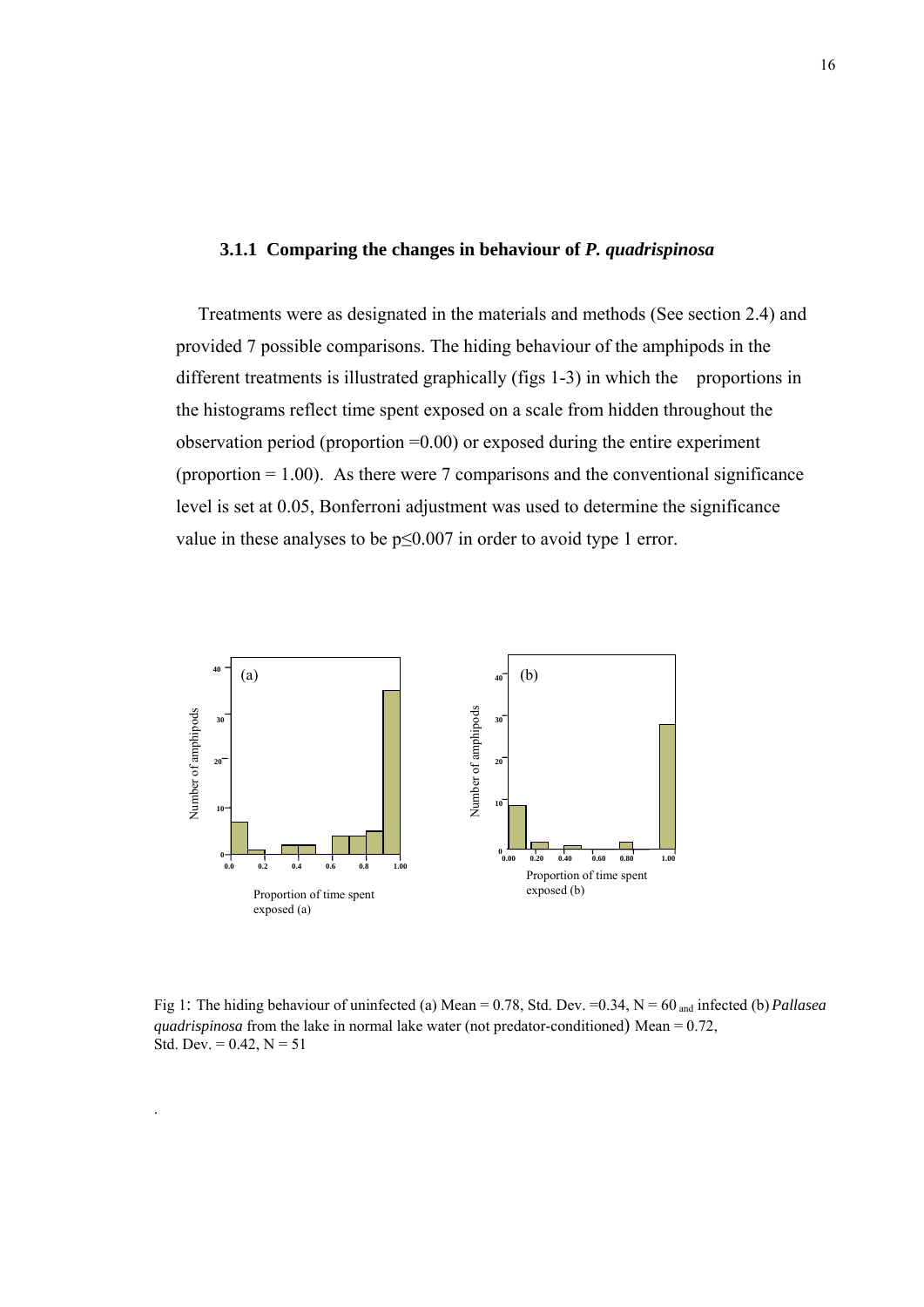### 3.1.1 Comparing the changes in behaviour of *P. quadrispinosa*

Treatments were as designated in the materials and methods (See section 2.4) and provided 7 possible comparisons. The hiding behaviour of the amphipods in the different treatments is illustrated graphically (figs 1-3) in which the proportions in the histograms reflect time spent exposed on a scale from hidden throughout the observation period (proportion =0.00) or exposed during the entire experiment (proportion = 1.00). As there were 7 comparisons and the conventional significance level is set at 0.05, Bonferroni adjustment was used to determine the significance value in these analyses to be $p \leq 0.007$ in order to avoid type 1 error.

Fig 1: The hiding behaviour of uninfected (a) Mean = 0.78, Std. Dev. =0.34, N = 60 and infected (b) *Pallasea quadrispinosa* from the lake in normal lake water (not predator-conditioned) Mean = 0.72, Std. Dev. = 0.42, N = 51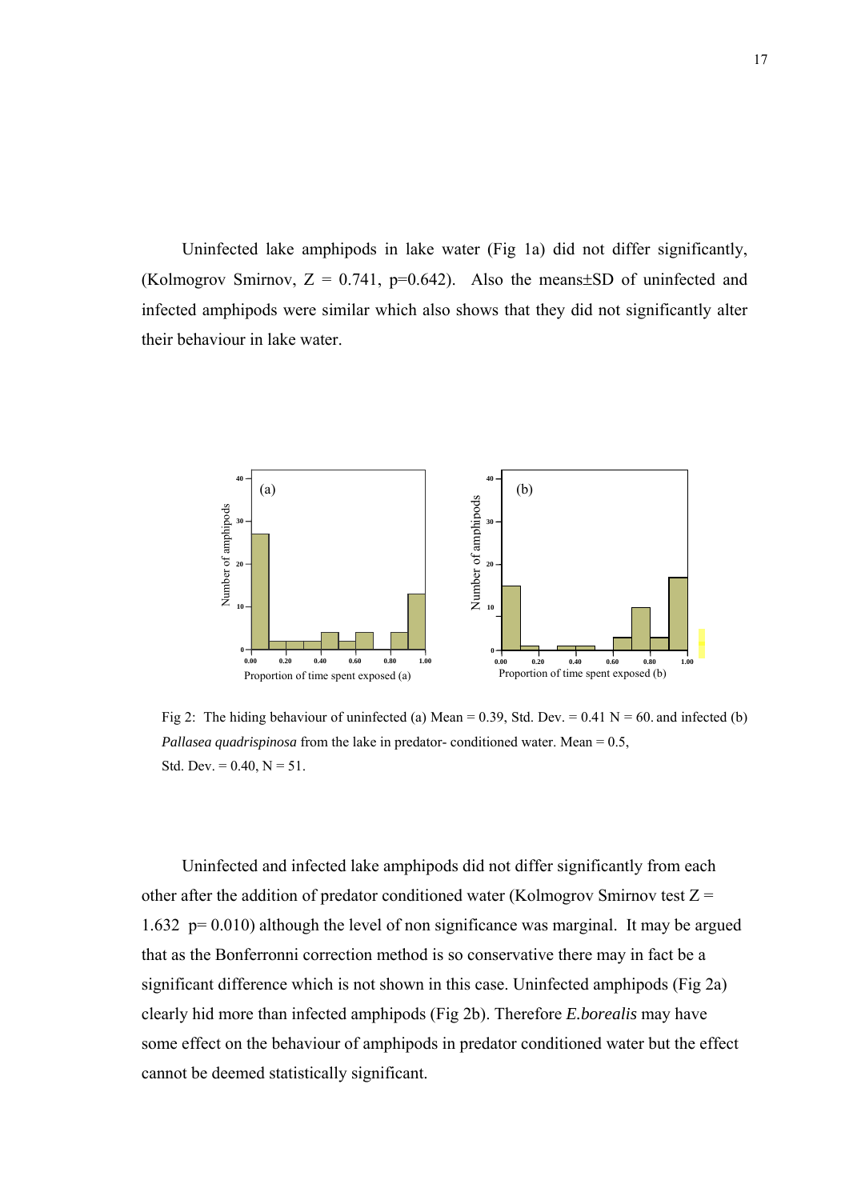Uninfected lake amphipods in lake water (Fig 1a) did not differ significantly, (Kolmogrov Smirnov, Z = 0.741, p=0.642). Also the means±SD of uninfected and infected amphipods were similar which also shows that they did not significantly alter their behaviour in lake water.

Fig 2: The hiding behaviour of uninfected (a) Mean = 0.39, Std. Dev. = 0.41 N = 60. and infected (b) *Pallasea quadrispinosa* from the lake in predator- conditioned water. Mean = 0.5, Std. Dev. = 0.40, N = 51.

Uninfected and infected lake amphipods did not differ significantly from each other after the addition of predator conditioned water (Kolmogrov Smirnov test Z = 1.632 p= 0.010) although the level of non significance was marginal. It may be argued that as the Bonferronni correction method is so conservative there may in fact be a significant difference which is not shown in this case. Uninfected amphipods (Fig 2a) clearly hid more than infected amphipods (Fig 2b). Therefore *E.borealis* may have some effect on the behaviour of amphipods in predator conditioned water but the effect cannot be deemed statistically significant.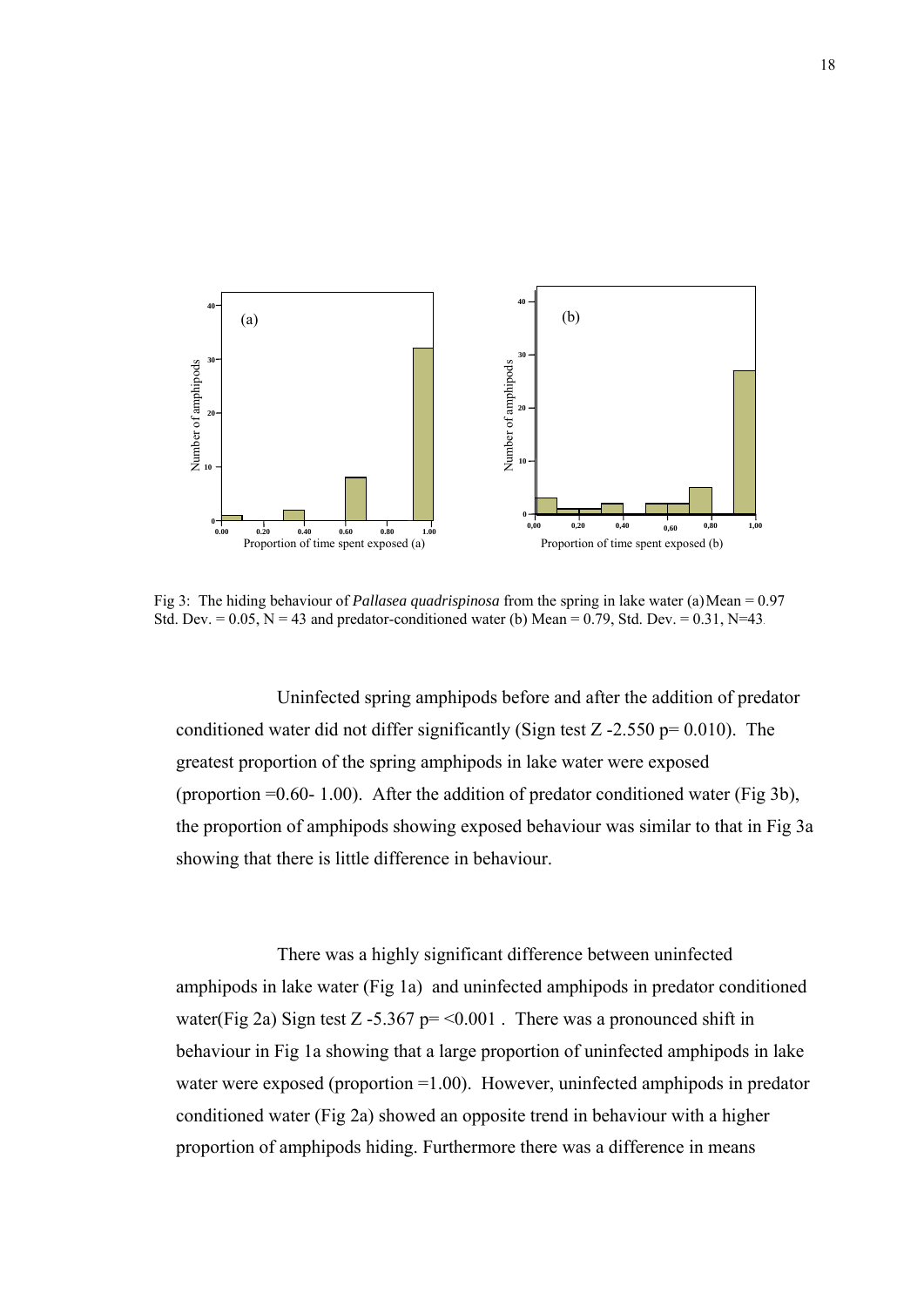Fig 3: The hiding behaviour of *Pallasea quadrispinosa* from the spring in lake water (a) Mean = 0.97 Std. Dev. = 0.05, N = 43 and predator-conditioned water (b) Mean = 0.79, Std. Dev. = 0.31, N=43.

Uninfected spring amphipods before and after the addition of predator conditioned water did not differ significantly (Sign test Z -2.550 p= 0.010). The greatest proportion of the spring amphipods in lake water were exposed (proportion =0.60- 1.00). After the addition of predator conditioned water (Fig 3b), the proportion of amphipods showing exposed behaviour was similar to that in Fig 3a showing that there is little difference in behaviour.

There was a highly significant difference between uninfected amphipods in lake water (Fig 1a) and uninfected amphipods in predator conditioned water(Fig 2a) Sign test Z -5.367 p= <0.001 . There was a pronounced shift in behaviour in Fig 1a showing that a large proportion of uninfected amphipods in lake water were exposed (proportion =1.00). However, uninfected amphipods in predator conditioned water (Fig 2a) showed an opposite trend in behaviour with a higher proportion of amphipods hiding. Furthermore there was a difference in means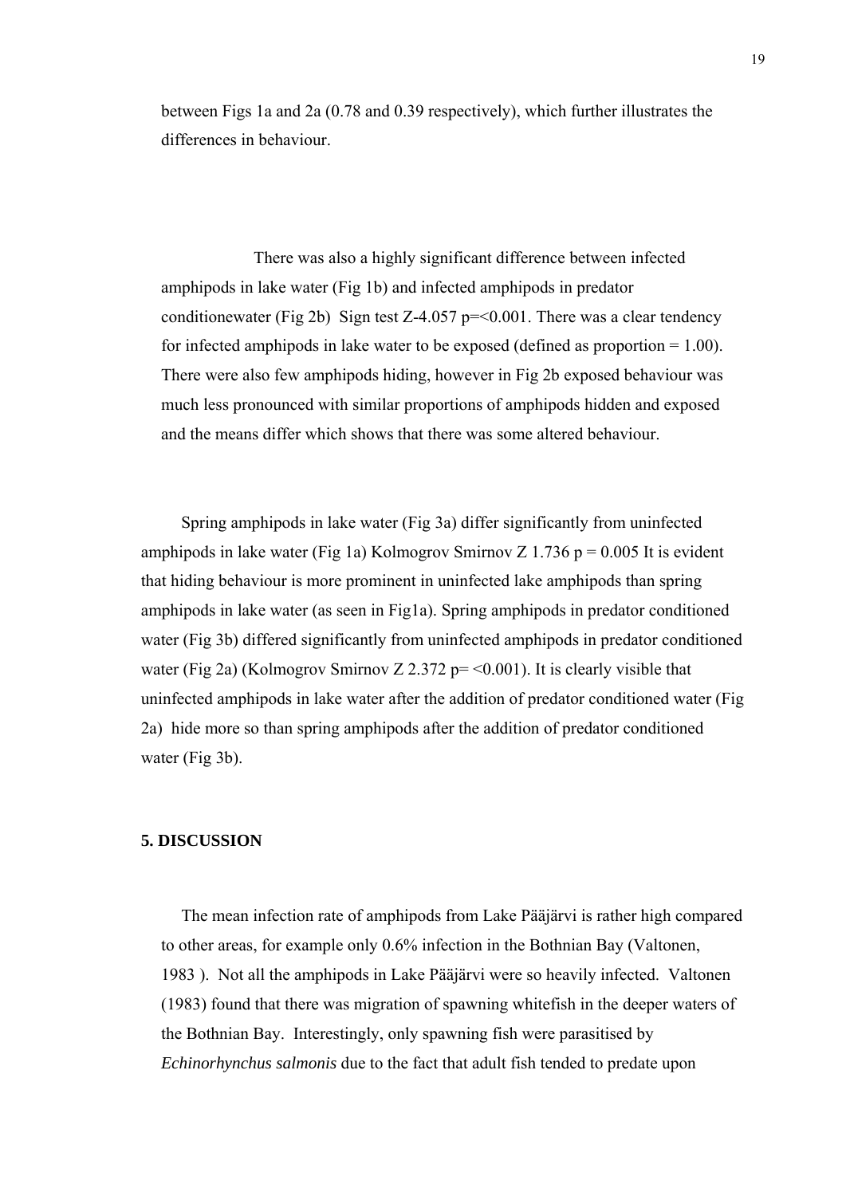between Figs 1a and 2a (0.78 and 0.39 respectively), which further illustrates the differences in behaviour.

There was also a highly significant difference between infected amphipods in lake water (Fig 1b) and infected amphipods in predator conditionewater (Fig 2b) Sign test Z-4.057 p=<0.001. There was a clear tendency for infected amphipods in lake water to be exposed (defined as proportion = 1.00). There were also few amphipods hiding, however in Fig 2b exposed behaviour was much less pronounced with similar proportions of amphipods hidden and exposed and the means differ which shows that there was some altered behaviour.

Spring amphipods in lake water (Fig 3a) differ significantly from uninfected amphipods in lake water (Fig 1a) Kolmogrov Smirnov Z 1.736 p = 0.005 It is evident that hiding behaviour is more prominent in uninfected lake amphipods than spring amphipods in lake water (as seen in Fig1a). Spring amphipods in predator conditioned water (Fig 3b) differed significantly from uninfected amphipods in predator conditioned water (Fig 2a) (Kolmogrov Smirnov Z 2.372 p= <0.001). It is clearly visible that uninfected amphipods in lake water after the addition of predator conditioned water (Fig 2a) hide more so than spring amphipods after the addition of predator conditioned water (Fig 3b).

## 5. DISCUSSION

The mean infection rate of amphipods from Lake Pääjärvi is rather high compared to other areas, for example only 0.6% infection in the Bothnian Bay (Valtonen, 1983 ). Not all the amphipods in Lake Pääjärvi were so heavily infected. Valtonen (1983) found that there was migration of spawning whitefish in the deeper waters of the Bothnian Bay. Interestingly, only spawning fish were parasitised by *Echinorhynchus salmonis* due to the fact that adult fish tended to predate upon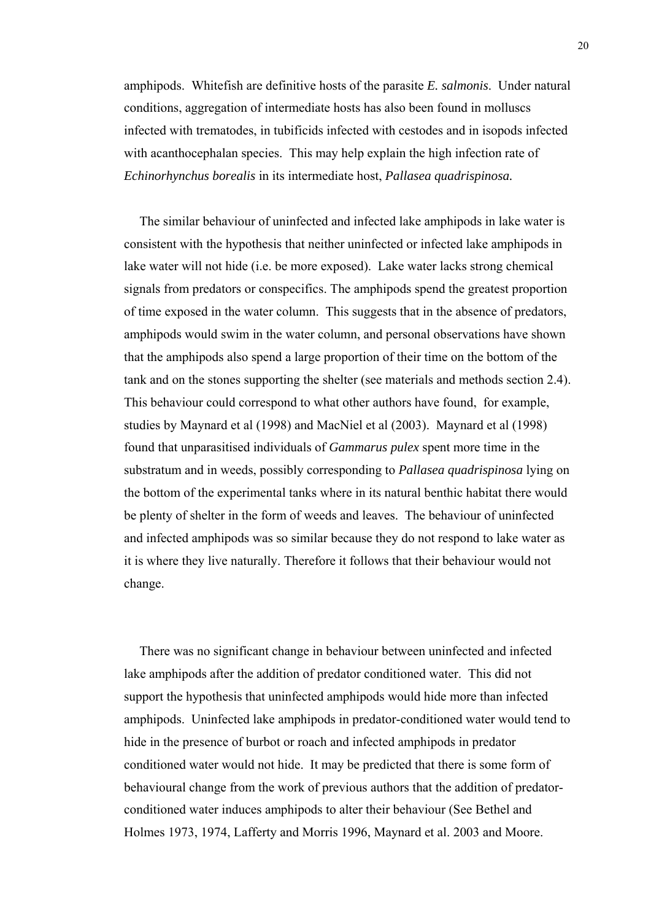amphipods. Whitefish are definitive hosts of the parasite *E. salmonis*. Under natural conditions, aggregation of intermediate hosts has also been found in molluscs infected with trematodes, in tubificids infected with cestodes and in isopods infected with acanthocephalan species. This may help explain the high infection rate of *Echinorhynchus borealis* in its intermediate host, *Pallasea quadrispinosa.*

The similar behaviour of uninfected and infected lake amphipods in lake water is consistent with the hypothesis that neither uninfected or infected lake amphipods in lake water will not hide (i.e. be more exposed). Lake water lacks strong chemical signals from predators or conspecifics. The amphipods spend the greatest proportion of time exposed in the water column. This suggests that in the absence of predators, amphipods would swim in the water column, and personal observations have shown that the amphipods also spend a large proportion of their time on the bottom of the tank and on the stones supporting the shelter (see materials and methods section 2.4). This behaviour could correspond to what other authors have found, for example, studies by Maynard et al (1998) and MacNiel et al (2003). Maynard et al (1998) found that unparasitised individuals of *Gammarus pulex* spent more time in the substratum and in weeds, possibly corresponding to *Pallasea quadrispinosa* lying on the bottom of the experimental tanks where in its natural benthic habitat there would be plenty of shelter in the form of weeds and leaves. The behaviour of uninfected and infected amphipods was so similar because they do not respond to lake water as it is where they live naturally. Therefore it follows that their behaviour would not change.

There was no significant change in behaviour between uninfected and infected lake amphipods after the addition of predator conditioned water. This did not support the hypothesis that uninfected amphipods would hide more than infected amphipods. Uninfected lake amphipods in predator-conditioned water would tend to hide in the presence of burbot or roach and infected amphipods in predator conditioned water would not hide. It may be predicted that there is some form of behavioural change from the work of previous authors that the addition of predator-conditioned water induces amphipods to alter their behaviour (See Bethel and Holmes 1973, 1974, Lafferty and Morris 1996, Maynard et al. 2003 and Moore.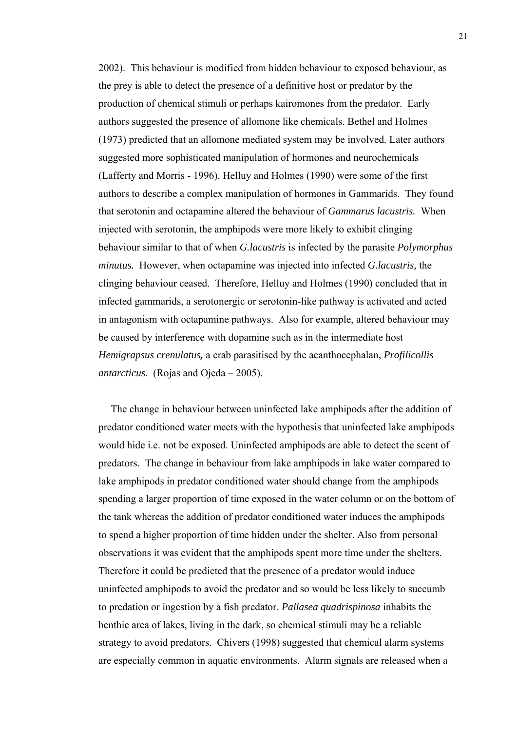2002). This behaviour is modified from hidden behaviour to exposed behaviour, as the prey is able to detect the presence of a definitive host or predator by the production of chemical stimuli or perhaps kairomones from the predator. Early authors suggested the presence of allomone like chemicals. Bethel and Holmes (1973) predicted that an allomone mediated system may be involved. Later authors suggested more sophisticated manipulation of hormones and neurochemicals (Lafferty and Morris - 1996). Helluy and Holmes (1990) were some of the first authors to describe a complex manipulation of hormones in Gammarids. They found that serotonin and octapamine altered the behaviour of *Gammarus lacustris.* When injected with serotonin, the amphipods were more likely to exhibit clinging behaviour similar to that of when *G.lacustris* is infected by the parasite *Polymorphus minutus.* However, when octapamine was injected into infected *G.lacustris,* the clinging behaviour ceased. Therefore, Helluy and Holmes (1990) concluded that in infected gammarids, a serotonergic or serotonin-like pathway is activated and acted in antagonism with octapamine pathways. Also for example, altered behaviour may be caused by interference with dopamine such as in the intermediate host *Hemigrapsus crenulatus***,** a crab parasitised by the acanthocephalan, *Profilicollis antarcticus*. (Rojas and Ojeda – 2005).

The change in behaviour between uninfected lake amphipods after the addition of predator conditioned water meets with the hypothesis that uninfected lake amphipods would hide i.e. not be exposed. Uninfected amphipods are able to detect the scent of predators. The change in behaviour from lake amphipods in lake water compared to lake amphipods in predator conditioned water should change from the amphipods spending a larger proportion of time exposed in the water column or on the bottom of the tank whereas the addition of predator conditioned water induces the amphipods to spend a higher proportion of time hidden under the shelter. Also from personal observations it was evident that the amphipods spent more time under the shelters. Therefore it could be predicted that the presence of a predator would induce uninfected amphipods to avoid the predator and so would be less likely to succumb to predation or ingestion by a fish predator. *Pallasea quadrispinosa* inhabits the benthic area of lakes, living in the dark, so chemical stimuli may be a reliable strategy to avoid predators. Chivers (1998) suggested that chemical alarm systems are especially common in aquatic environments. Alarm signals are released when a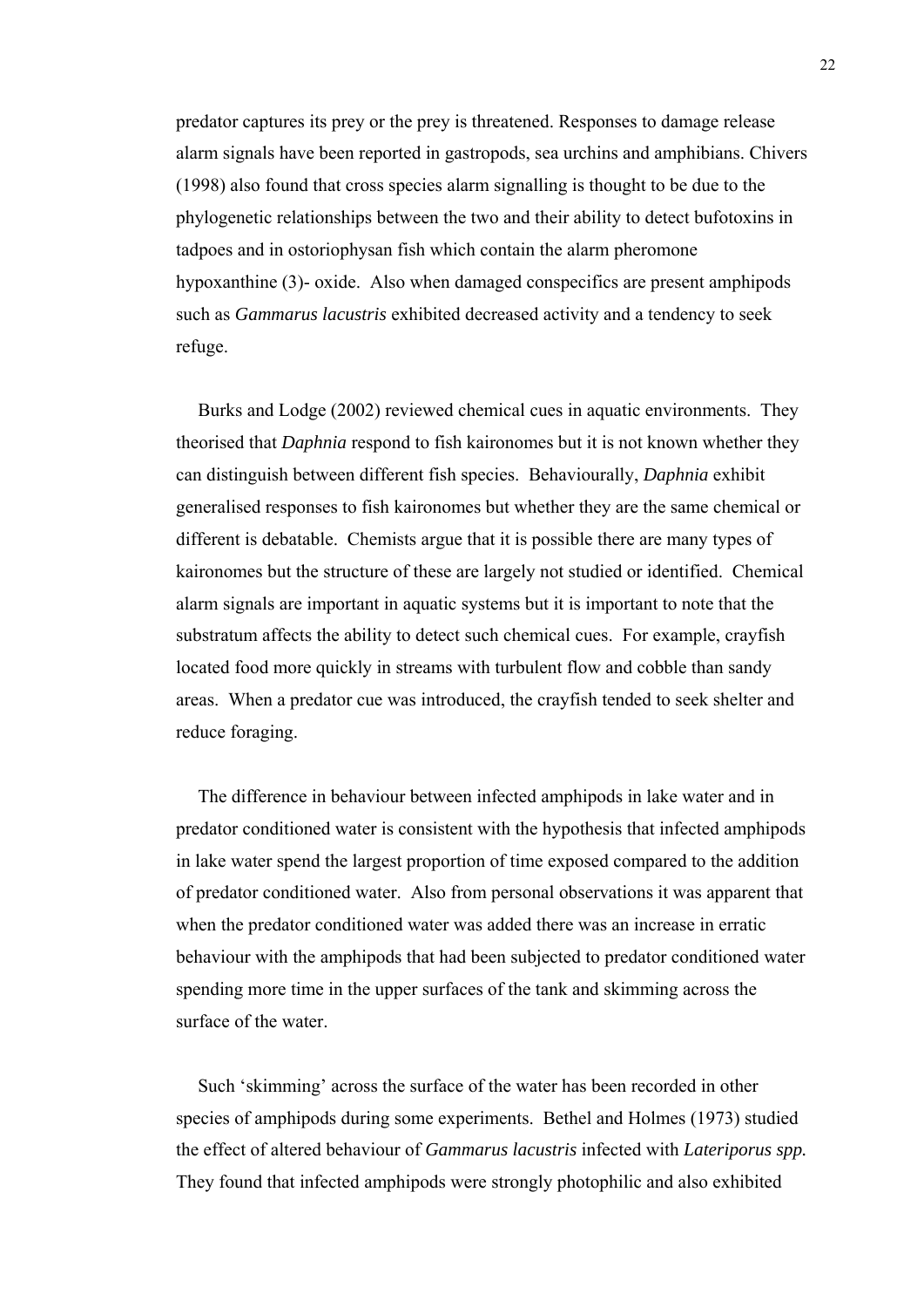predator captures its prey or the prey is threatened. Responses to damage release alarm signals have been reported in gastropods, sea urchins and amphibians. Chivers (1998) also found that cross species alarm signalling is thought to be due to the phylogenetic relationships between the two and their ability to detect bufotoxins in tadpoes and in ostoriophysan fish which contain the alarm pheromone hypoxanthine (3)- oxide. Also when damaged conspecifics are present amphipods such as *Gammarus lacustris* exhibited decreased activity and a tendency to seek refuge.

Burks and Lodge (2002) reviewed chemical cues in aquatic environments. They theorised that *Daphnia* respond to fish kaironomes but it is not known whether they can distinguish between different fish species. Behaviourally, *Daphnia* exhibit generalised responses to fish kaironomes but whether they are the same chemical or different is debatable. Chemists argue that it is possible there are many types of kaironomes but the structure of these are largely not studied or identified. Chemical alarm signals are important in aquatic systems but it is important to note that the substratum affects the ability to detect such chemical cues. For example, crayfish located food more quickly in streams with turbulent flow and cobble than sandy areas. When a predator cue was introduced, the crayfish tended to seek shelter and reduce foraging.

The difference in behaviour between infected amphipods in lake water and in predator conditioned water is consistent with the hypothesis that infected amphipods in lake water spend the largest proportion of time exposed compared to the addition of predator conditioned water. Also from personal observations it was apparent that when the predator conditioned water was added there was an increase in erratic behaviour with the amphipods that had been subjected to predator conditioned water spending more time in the upper surfaces of the tank and skimming across the surface of the water.

Such 'skimming' across the surface of the water has been recorded in other species of amphipods during some experiments. Bethel and Holmes (1973) studied the effect of altered behaviour of *Gammarus lacustris* infected with *Lateriporus spp.* They found that infected amphipods were strongly photophilic and also exhibited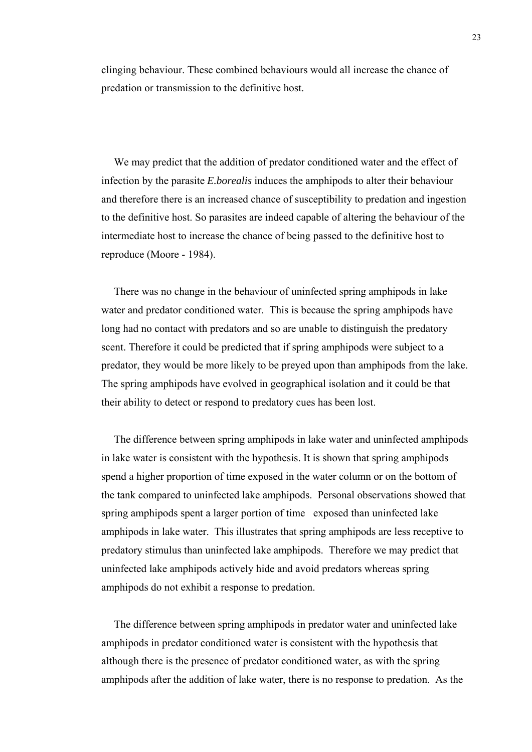clinging behaviour. These combined behaviours would all increase the chance of predation or transmission to the definitive host.

We may predict that the addition of predator conditioned water and the effect of infection by the parasite *E.borealis* induces the amphipods to alter their behaviour and therefore there is an increased chance of susceptibility to predation and ingestion to the definitive host. So parasites are indeed capable of altering the behaviour of the intermediate host to increase the chance of being passed to the definitive host to reproduce (Moore - 1984).

There was no change in the behaviour of uninfected spring amphipods in lake water and predator conditioned water. This is because the spring amphipods have long had no contact with predators and so are unable to distinguish the predatory scent. Therefore it could be predicted that if spring amphipods were subject to a predator, they would be more likely to be preyed upon than amphipods from the lake. The spring amphipods have evolved in geographical isolation and it could be that their ability to detect or respond to predatory cues has been lost.

The difference between spring amphipods in lake water and uninfected amphipods in lake water is consistent with the hypothesis. It is shown that spring amphipods spend a higher proportion of time exposed in the water column or on the bottom of the tank compared to uninfected lake amphipods. Personal observations showed that spring amphipods spent a larger portion of time exposed than uninfected lake amphipods in lake water. This illustrates that spring amphipods are less receptive to predatory stimulus than uninfected lake amphipods. Therefore we may predict that uninfected lake amphipods actively hide and avoid predators whereas spring amphipods do not exhibit a response to predation.

The difference between spring amphipods in predator water and uninfected lake amphipods in predator conditioned water is consistent with the hypothesis that although there is the presence of predator conditioned water, as with the spring amphipods after the addition of lake water, there is no response to predation. As the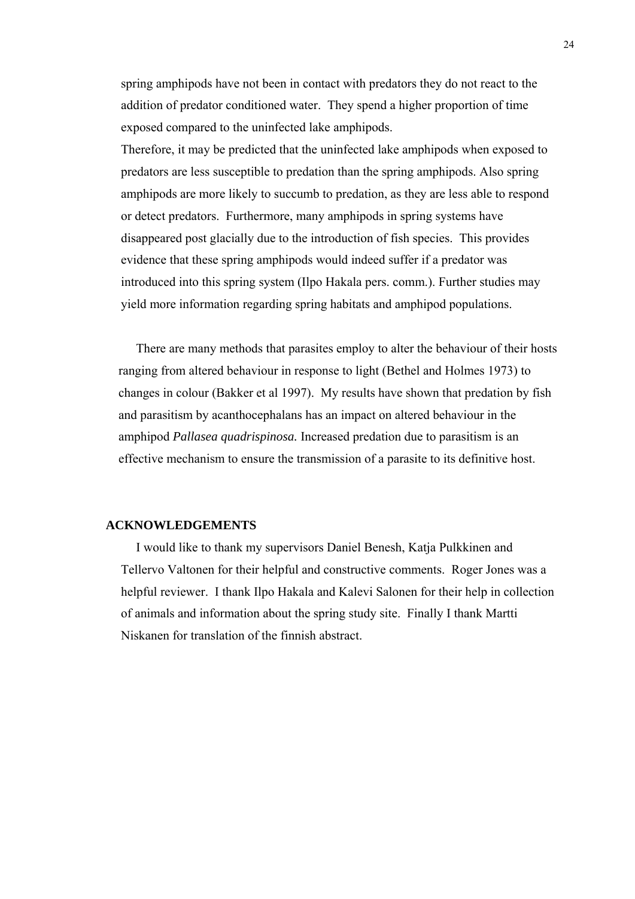spring amphipods have not been in contact with predators they do not react to the addition of predator conditioned water. They spend a higher proportion of time exposed compared to the uninfected lake amphipods.
Therefore, it may be predicted that the uninfected lake amphipods when exposed to predators are less susceptible to predation than the spring amphipods. Also spring amphipods are more likely to succumb to predation, as they are less able to respond or detect predators. Furthermore, many amphipods in spring systems have disappeared post glacially due to the introduction of fish species. This provides evidence that these spring amphipods would indeed suffer if a predator was introduced into this spring system (Ilpo Hakala pers. comm.). Further studies may yield more information regarding spring habitats and amphipod populations.

There are many methods that parasites employ to alter the behaviour of their hosts ranging from altered behaviour in response to light (Bethel and Holmes 1973) to changes in colour (Bakker et al 1997). My results have shown that predation by fish and parasitism by acanthocephalans has an impact on altered behaviour in the amphipod *Pallasea quadrispinosa.* Increased predation due to parasitism is an effective mechanism to ensure the transmission of a parasite to its definitive host.

## ACKNOWLEDGEMENTS

I would like to thank my supervisors Daniel Benesh, Katja Pulkkinen and Tellervo Valtonen for their helpful and constructive comments. Roger Jones was a helpful reviewer. I thank Ilpo Hakala and Kalevi Salonen for their help in collection of animals and information about the spring study site. Finally I thank Martti Niskanen for translation of the finnish abstract.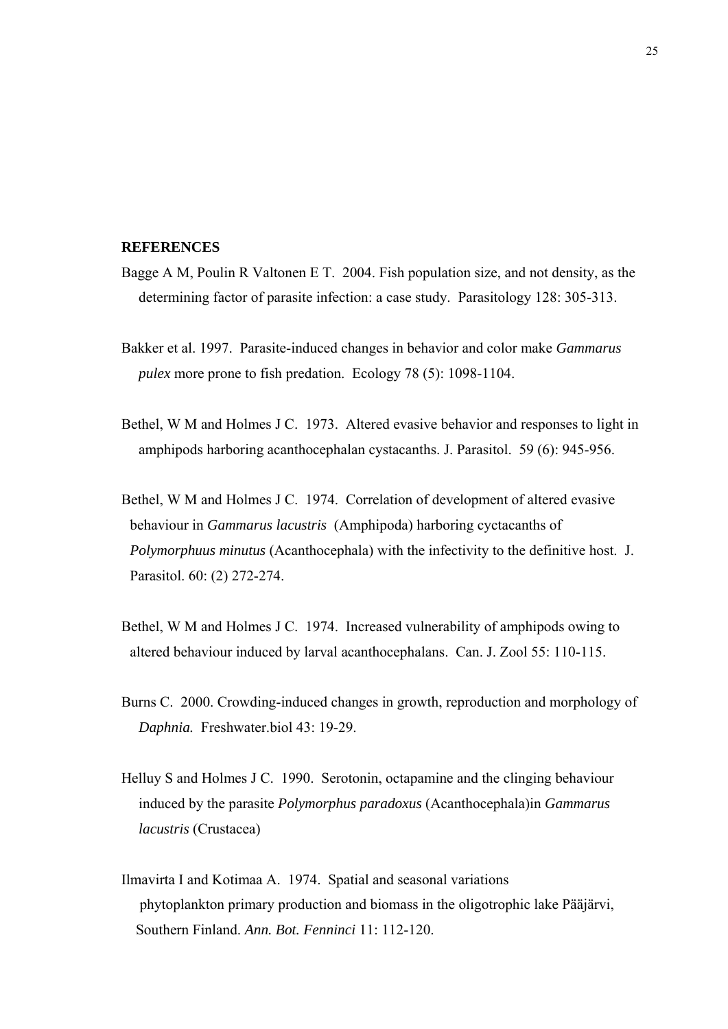## REFERENCES

Bagge A M, Poulin R Valtonen E T. 2004. Fish population size, and not density, as the determining factor of parasite infection: a case study. Parasitology 128: 305-313.

Bakker et al. 1997. Parasite-induced changes in behavior and color make *Gammarus pulex* more prone to fish predation. Ecology 78 (5): 1098-1104.

Bethel, W M and Holmes J C. 1973. Altered evasive behavior and responses to light in amphipods harboring acanthocephalan cystacanths. J. Parasitol. 59 (6): 945-956.

Bethel, W M and Holmes J C. 1974. Correlation of development of altered evasive behaviour in *Gammarus lacustris* (Amphipoda) harboring cyctacanths of *Polymorphuus minutus* (Acanthocephala) with the infectivity to the definitive host. J. Parasitol. 60: (2) 272-274.

Bethel, W M and Holmes J C. 1974. Increased vulnerability of amphipods owing to altered behaviour induced by larval acanthocephalans. Can. J. Zool 55: 110-115.

Burns C. 2000. Crowding-induced changes in growth, reproduction and morphology of *Daphnia.* Freshwater.biol 43: 19-29.

Helluy S and Holmes J C. 1990. Serotonin, octapamine and the clinging behaviour induced by the parasite *Polymorphus paradoxus* (Acanthocephala)in *Gammarus lacustris* (Crustacea)

Ilmavirta I and Kotimaa A. 1974. Spatial and seasonal variations phytoplankton primary production and biomass in the oligotrophic lake Pääjärvi, Southern Finland. *Ann. Bot. Fenninci* 11: 112-120.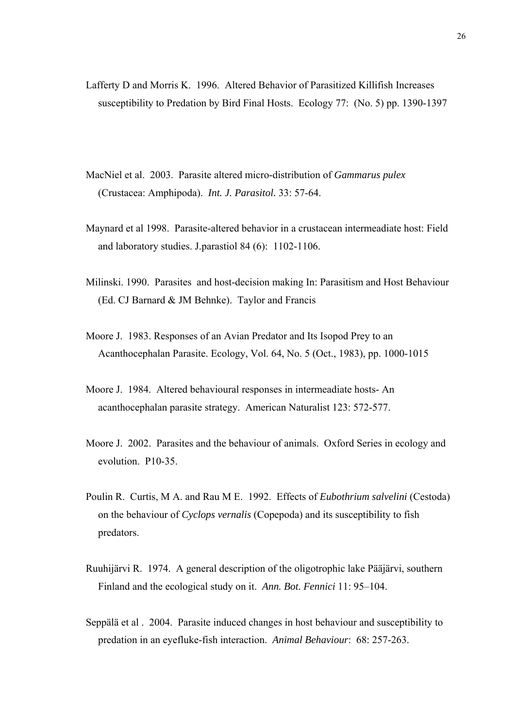Lafferty D and Morris K. 1996. Altered Behavior of Parasitized Killifish Increases susceptibility to Predation by Bird Final Hosts. Ecology 77: (No. 5) pp. 1390-1397

MacNiel et al. 2003. Parasite altered micro-distribution of *Gammarus pulex* (Crustacea: Amphipoda). *Int. J. Parasitol.* 33: 57-64.

Maynard et al 1998. Parasite-altered behavior in a crustacean intermeadiate host: Field and laboratory studies. J.parastiol 84 (6): 1102-1106.

Milinski. 1990. Parasites and host-decision making In: Parasitism and Host Behaviour (Ed. CJ Barnard & JM Behnke). Taylor and Francis

Moore J. 1983. Responses of an Avian Predator and Its Isopod Prey to an Acanthocephalan Parasite. Ecology, Vol. 64, No. 5 (Oct., 1983), pp. 1000-1015

Moore J. 1984. Altered behavioural responses in intermeadiate hosts- An acanthocephalan parasite strategy. American Naturalist 123: 572-577.

Moore J. 2002. Parasites and the behaviour of animals. Oxford Series in ecology and evolution. P10-35.

Poulin R. Curtis, M A. and Rau M E. 1992. Effects of *Eubothrium salvelini* (Cestoda) on the behaviour of *Cyclops vernalis* (Copepoda) and its susceptibility to fish predators.

Ruuhijärvi R. 1974. A general description of the oligotrophic lake Pääjärvi, southern Finland and the ecological study on it. *Ann. Bot. Fennici* 11: 95–104.

Seppälä et al . 2004. Parasite induced changes in host behaviour and susceptibility to predation in an eyefluke-fish interaction. *Animal Behaviour*: 68: 257-263.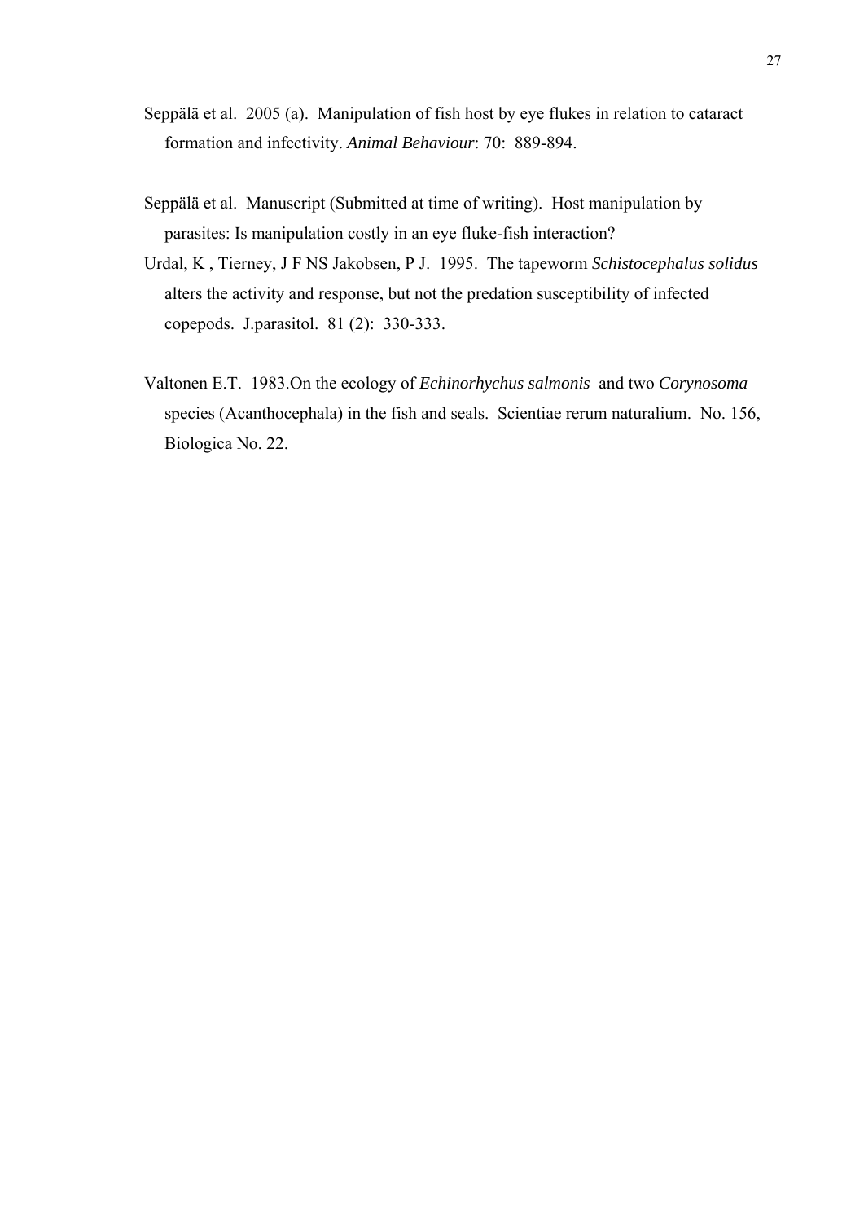Seppälä et al. 2005 (a). Manipulation of fish host by eye flukes in relation to cataract formation and infectivity. *Animal Behaviour*: 70: 889-894.

Seppälä et al. Manuscript (Submitted at time of writing). Host manipulation by parasites: Is manipulation costly in an eye fluke-fish interaction?

Urdal, K , Tierney, J F NS Jakobsen, P J. 1995. The tapeworm *Schistocephalus solidus* alters the activity and response, but not the predation susceptibility of infected copepods. J.parasitol. 81 (2): 330-333.

Valtonen E.T. 1983.On the ecology of *Echinorhychus salmonis* and two *Corynosoma* species (Acanthocephala) in the fish and seals. Scientiae rerum naturalium. No. 156, Biologica No. 22.